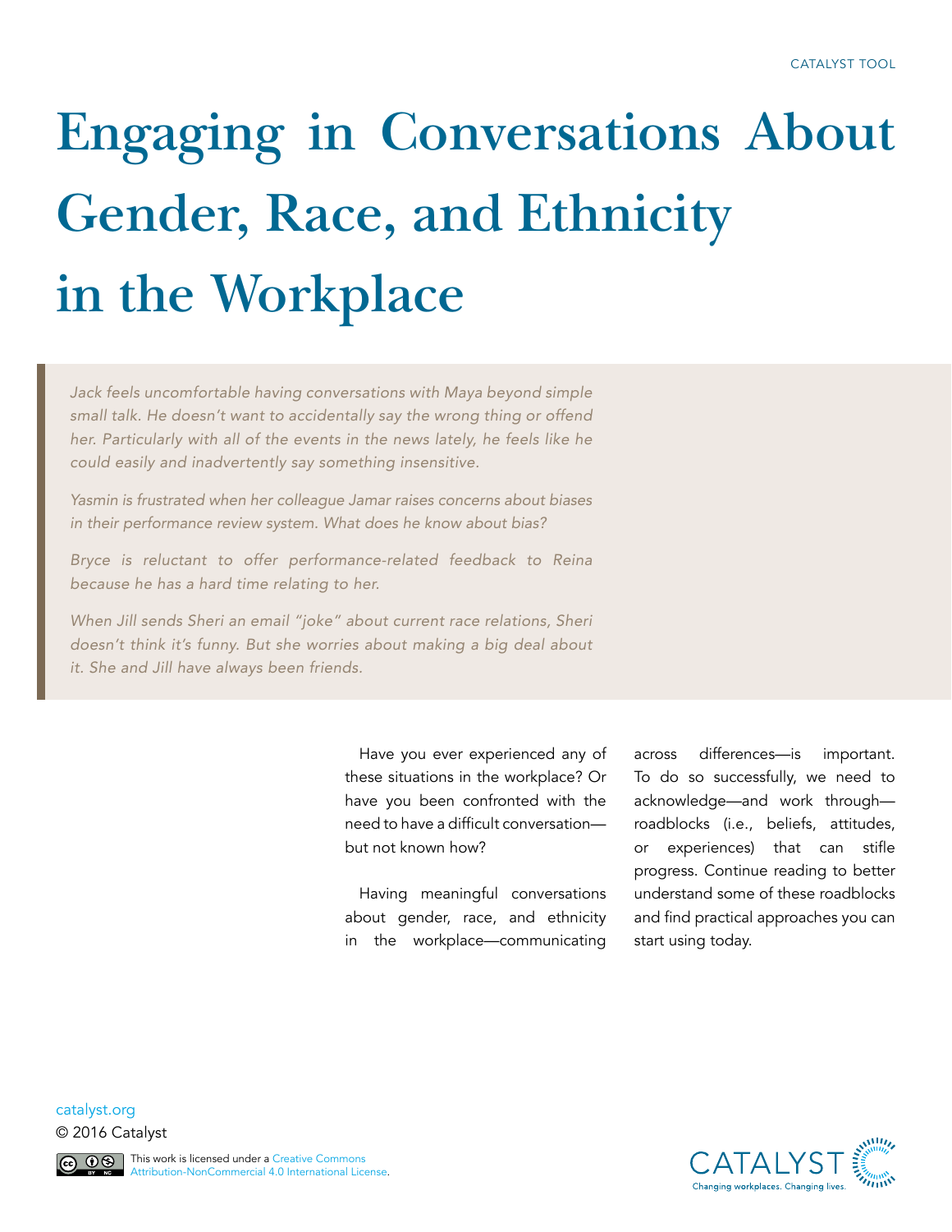CATALYST TOOL

# Engaging in Conversations About Gender, Race, and Ethnicity in the Workplace

*Jack feels uncomfortable having conversations with Maya beyond simple small talk. He doesn't want to accidentally say the wrong thing or offend her. Particularly with all of the events in the news lately, he feels like he could easily and inadvertently say something insensitive.*

*Yasmin is frustrated when her colleague Jamar raises concerns about biases in their performance review system. What does he know about bias?*

*Bryce is reluctant to offer performance-related feedback to Reina because he has a hard time relating to her.*

*When Jill sends Sheri an email "joke" about current race relations, Sheri doesn't think it's funny. But she worries about making a big deal about it. She and Jill have always been friends.*

Have you ever experienced any of these situations in the workplace? Or have you been confronted with the need to have a difficult conversation—but not known how?

Having meaningful conversations about gender, race, and ethnicity in the workplace—communicating across differences—is important. To do so successfully, we need to acknowledge—and work through—roadblocks (i.e., beliefs, attitudes, or experiences) that can stifle progress. Continue reading to better understand some of these roadblocks and find practical approaches you can start using today.

catalyst.org

© 2016 Catalyst

This work is licensed under a Creative Commons Attribution-NonCommercial 4.0 International License.

CATALYST
Changing workplaces. Changing lives.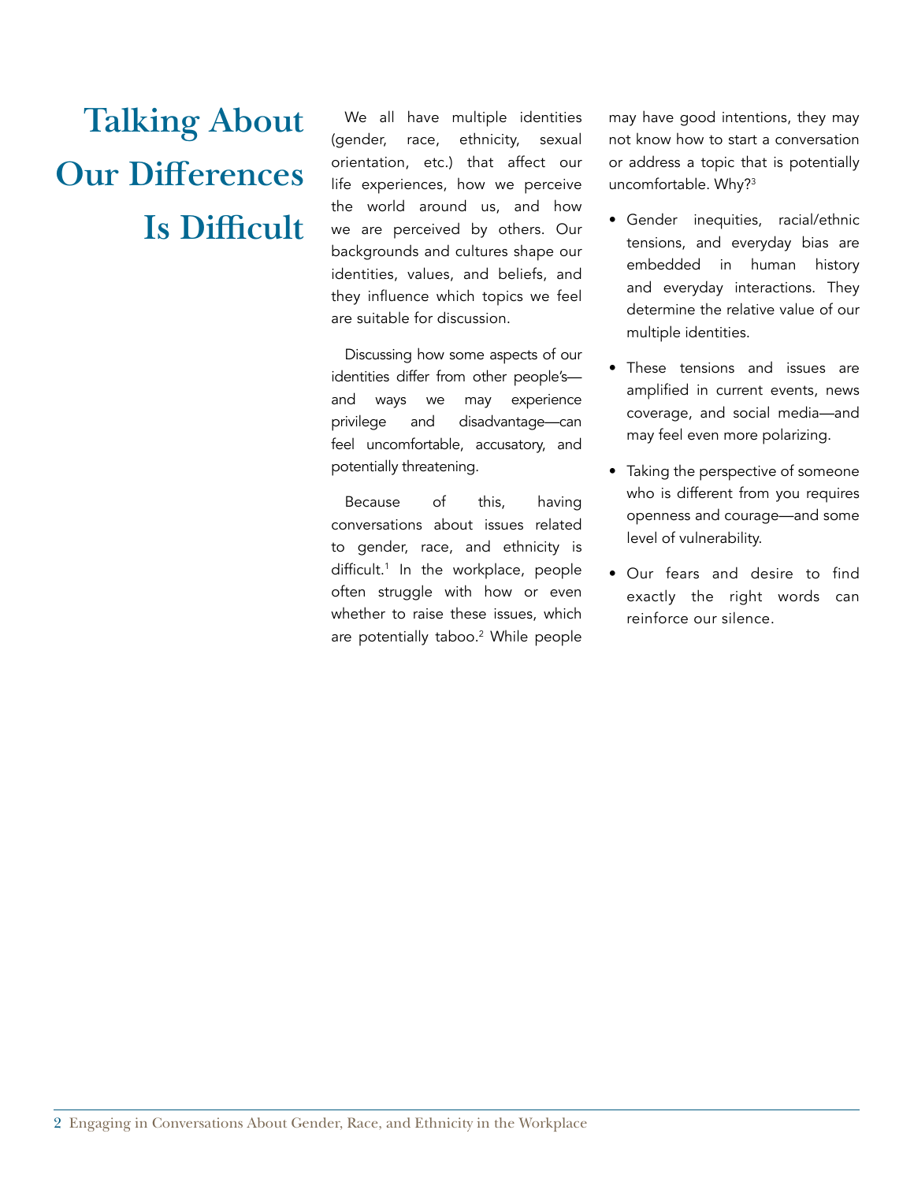# Talking About Our Differences Is Difficult

We all have multiple identities (gender, race, ethnicity, sexual orientation, etc.) that affect our life experiences, how we perceive the world around us, and how we are perceived by others. Our backgrounds and cultures shape our identities, values, and beliefs, and they influence which topics we feel are suitable for discussion.

Discussing how some aspects of our identities differ from other people's—and ways we may experience privilege and disadvantage—can feel uncomfortable, accusatory, and potentially threatening.

Because of this, having conversations about issues related to gender, race, and ethnicity is difficult.[1] In the workplace, people often struggle with how or even whether to raise these issues, which are potentially taboo.[2] While people may have good intentions, they may not know how to start a conversation or address a topic that is potentially uncomfortable. Why?[3]

- Gender inequities, racial/ethnic tensions, and everyday bias are embedded in human history and everyday interactions. They determine the relative value of our multiple identities.
- These tensions and issues are amplified in current events, news coverage, and social media—and may feel even more polarizing.
- Taking the perspective of someone who is different from you requires openness and courage—and some level of vulnerability.
- Our fears and desire to find exactly the right words can reinforce our silence.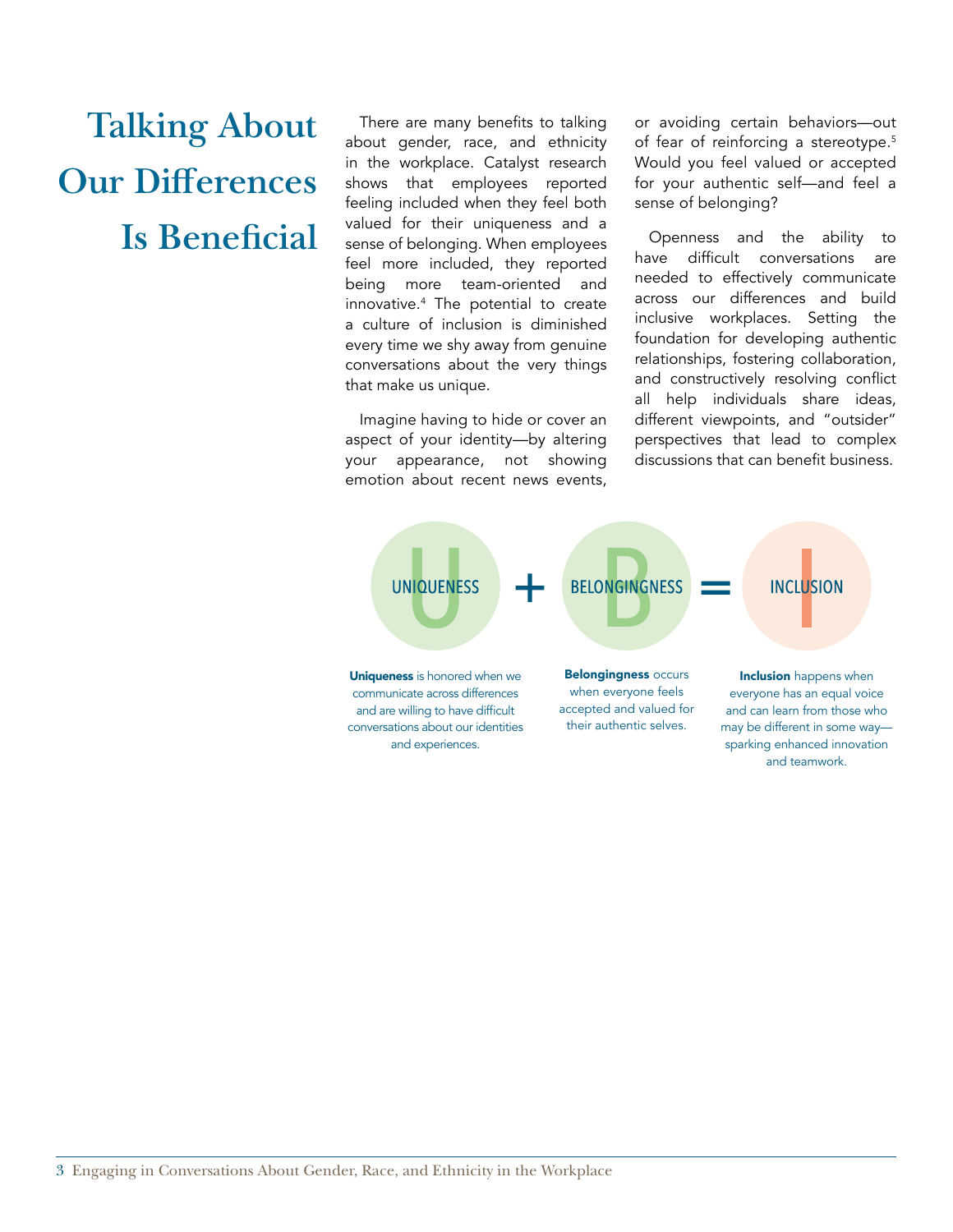# Talking About Our Differences Is Beneficial

There are many benefits to talking about gender, race, and ethnicity in the workplace. Catalyst research shows that employees reported feeling included when they feel both valued for their uniqueness and a sense of belonging. When employees feel more included, they reported being more team-oriented and innovative.[4] The potential to create a culture of inclusion is diminished every time we shy away from genuine conversations about the very things that make us unique.

Imagine having to hide or cover an aspect of your identity—by altering your appearance, not showing emotion about recent news events, or avoiding certain behaviors—out of fear of reinforcing a stereotype.[5] Would you feel valued or accepted for your authentic self—and feel a sense of belonging?

Openness and the ability to have difficult conversations are needed to effectively communicate across our differences and build inclusive workplaces. Setting the foundation for developing authentic relationships, fostering collaboration, and constructively resolving conflict all help individuals share ideas, different viewpoints, and "outsider" perspectives that lead to complex discussions that can benefit business.

UNIQUENESS + BELONGINGNESS = INCLUSION

**Uniqueness** is honored when we communicate across differences and are willing to have difficult conversations about our identities and experiences.

**Belongingness** occurs when everyone feels accepted and valued for their authentic selves.

**Inclusion** happens when everyone has an equal voice and can learn from those who may be different in some way—sparking enhanced innovation and teamwork.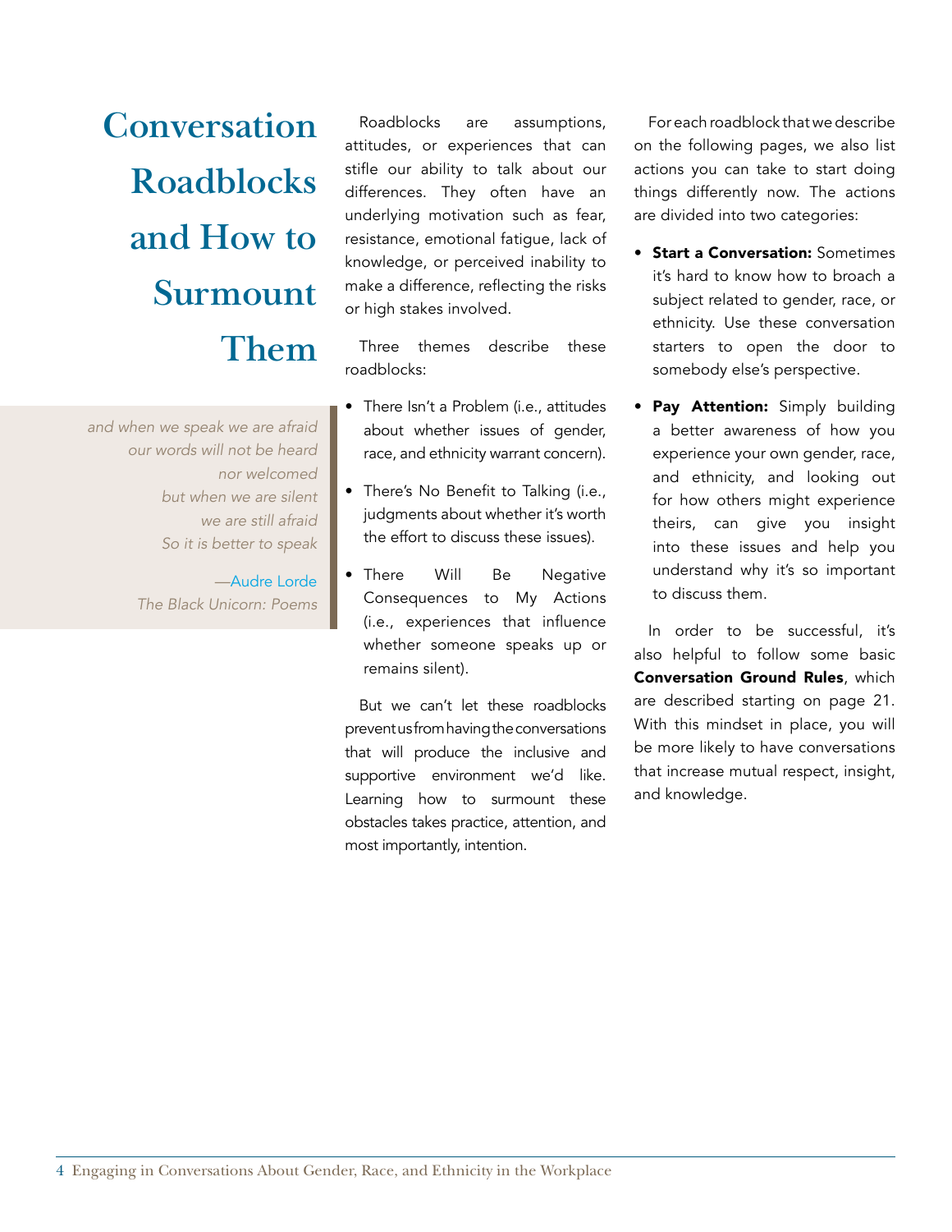# Conversation Roadblocks and How to Surmount Them

> *and when we speak we are afraid*
> *our words will not be heard*
> *nor welcomed*
> *but when we are silent*
> *we are still afraid*
> *So it is better to speak*
>
> —Audre Lorde
> *The Black Unicorn: Poems*

Roadblocks are assumptions, attitudes, or experiences that can stifle our ability to talk about our differences. They often have an underlying motivation such as fear, resistance, emotional fatigue, lack of knowledge, or perceived inability to make a difference, reflecting the risks or high stakes involved.

Three themes describe these roadblocks:

- There Isn't a Problem (i.e., attitudes about whether issues of gender, race, and ethnicity warrant concern).
- There's No Benefit to Talking (i.e., judgments about whether it's worth the effort to discuss these issues).
- There Will Be Negative Consequences to My Actions (i.e., experiences that influence whether someone speaks up or remains silent).

But we can't let these roadblocks prevent us from having the conversations that will produce the inclusive and supportive environment we'd like. Learning how to surmount these obstacles takes practice, attention, and most importantly, intention.

For each roadblock that we describe on the following pages, we also list actions you can take to start doing things differently now. The actions are divided into two categories:

- **Start a Conversation:** Sometimes it's hard to know how to broach a subject related to gender, race, or ethnicity. Use these conversation starters to open the door to somebody else's perspective.
- **Pay Attention:** Simply building a better awareness of how you experience your own gender, race, and ethnicity, and looking out for how others might experience theirs, can give you insight into these issues and help you understand why it's so important to discuss them.

In order to be successful, it's also helpful to follow some basic **Conversation Ground Rules**, which are described starting on page 21. With this mindset in place, you will be more likely to have conversations that increase mutual respect, insight, and knowledge.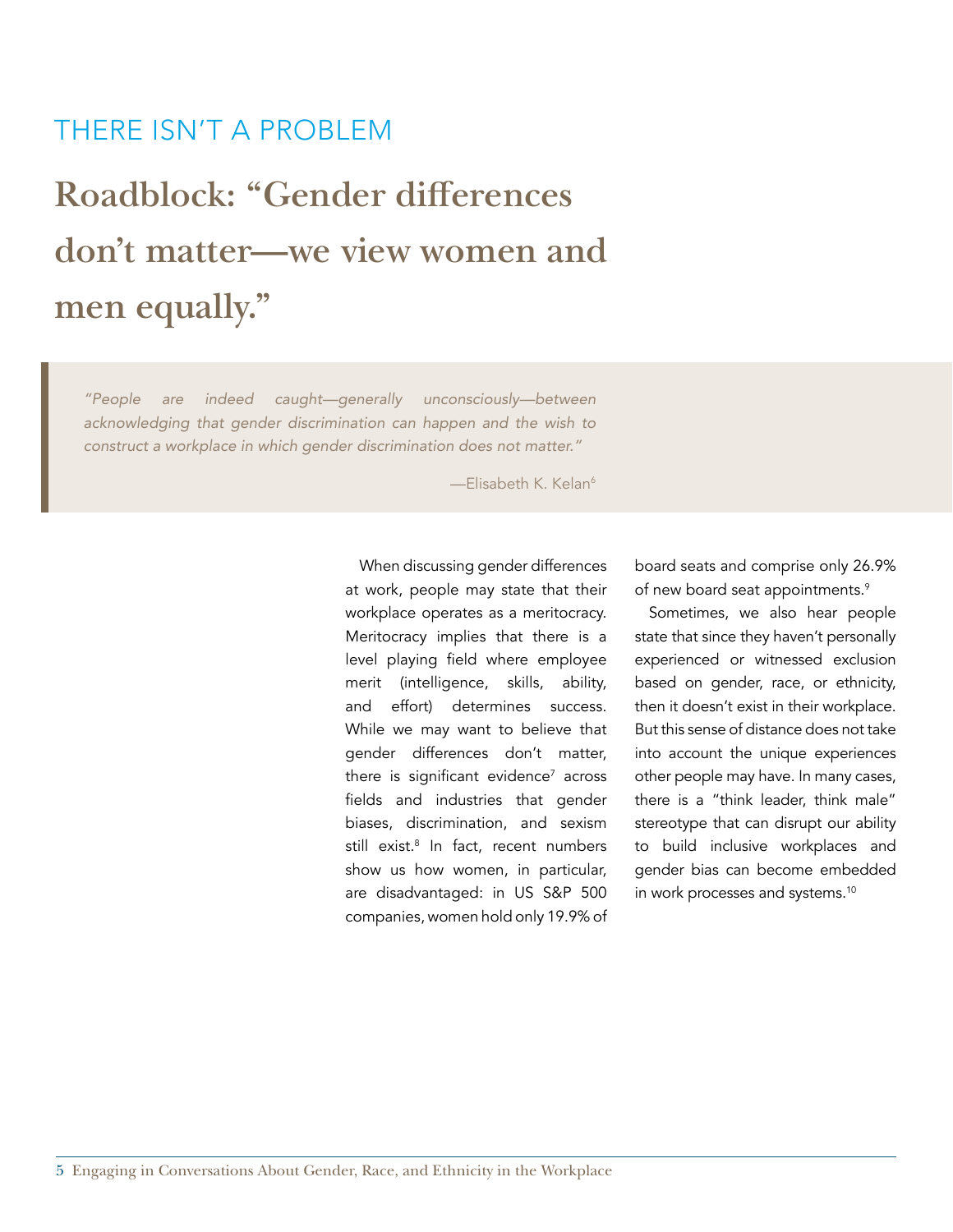## THERE ISN'T A PROBLEM

# Roadblock: "Gender differences don't matter—we view women and men equally."

> *"People are indeed caught—generally unconsciously—between acknowledging that gender discrimination can happen and the wish to construct a workplace in which gender discrimination does not matter."*
>
> —Elisabeth K. Kelan[6]

When discussing gender differences at work, people may state that their workplace operates as a meritocracy. Meritocracy implies that there is a level playing field where employee merit (intelligence, skills, ability, and effort) determines success. While we may want to believe that gender differences don't matter, there is significant evidence[7] across fields and industries that gender biases, discrimination, and sexism still exist.[8] In fact, recent numbers show us how women, in particular, are disadvantaged: in US S&P 500 companies, women hold only 19.9% of board seats and comprise only 26.9% of new board seat appointments.[9]

Sometimes, we also hear people state that since they haven't personally experienced or witnessed exclusion based on gender, race, or ethnicity, then it doesn't exist in their workplace. But this sense of distance does not take into account the unique experiences other people may have. In many cases, there is a "think leader, think male" stereotype that can disrupt our ability to build inclusive workplaces and gender bias can become embedded in work processes and systems.[10]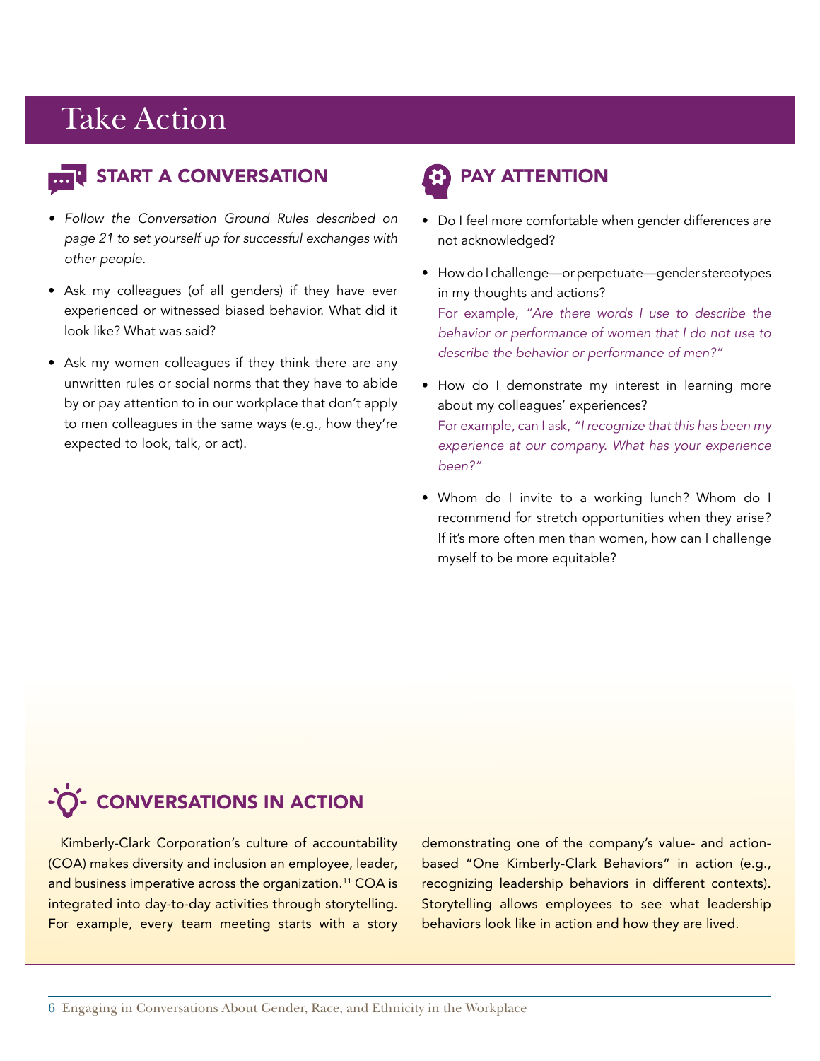# Take Action

## START A CONVERSATION

- *Follow the Conversation Ground Rules described on page 21 to set yourself up for successful exchanges with other people.*
- Ask my colleagues (of all genders) if they have ever experienced or witnessed biased behavior. What did it look like? What was said?
- Ask my women colleagues if they think there are any unwritten rules or social norms that they have to abide by or pay attention to in our workplace that don't apply to men colleagues in the same ways (e.g., how they're expected to look, talk, or act).

## PAY ATTENTION

- Do I feel more comfortable when gender differences are not acknowledged?
- How do I challenge—or perpetuate—gender stereotypes in my thoughts and actions?
  For example, *"Are there words I use to describe the behavior or performance of women that I do not use to describe the behavior or performance of men?"*
- How do I demonstrate my interest in learning more about my colleagues' experiences?
  For example, can I ask, *"I recognize that this has been my experience at our company. What has your experience been?"*
- Whom do I invite to a working lunch? Whom do I recommend for stretch opportunities when they arise? If it's more often men than women, how can I challenge myself to be more equitable?

## CONVERSATIONS IN ACTION

Kimberly-Clark Corporation's culture of accountability (COA) makes diversity and inclusion an employee, leader, and business imperative across the organization.[11] COA is integrated into day-to-day activities through storytelling. For example, every team meeting starts with a story demonstrating one of the company's value- and action-based "One Kimberly-Clark Behaviors" in action (e.g., recognizing leadership behaviors in different contexts). Storytelling allows employees to see what leadership behaviors look like in action and how they are lived.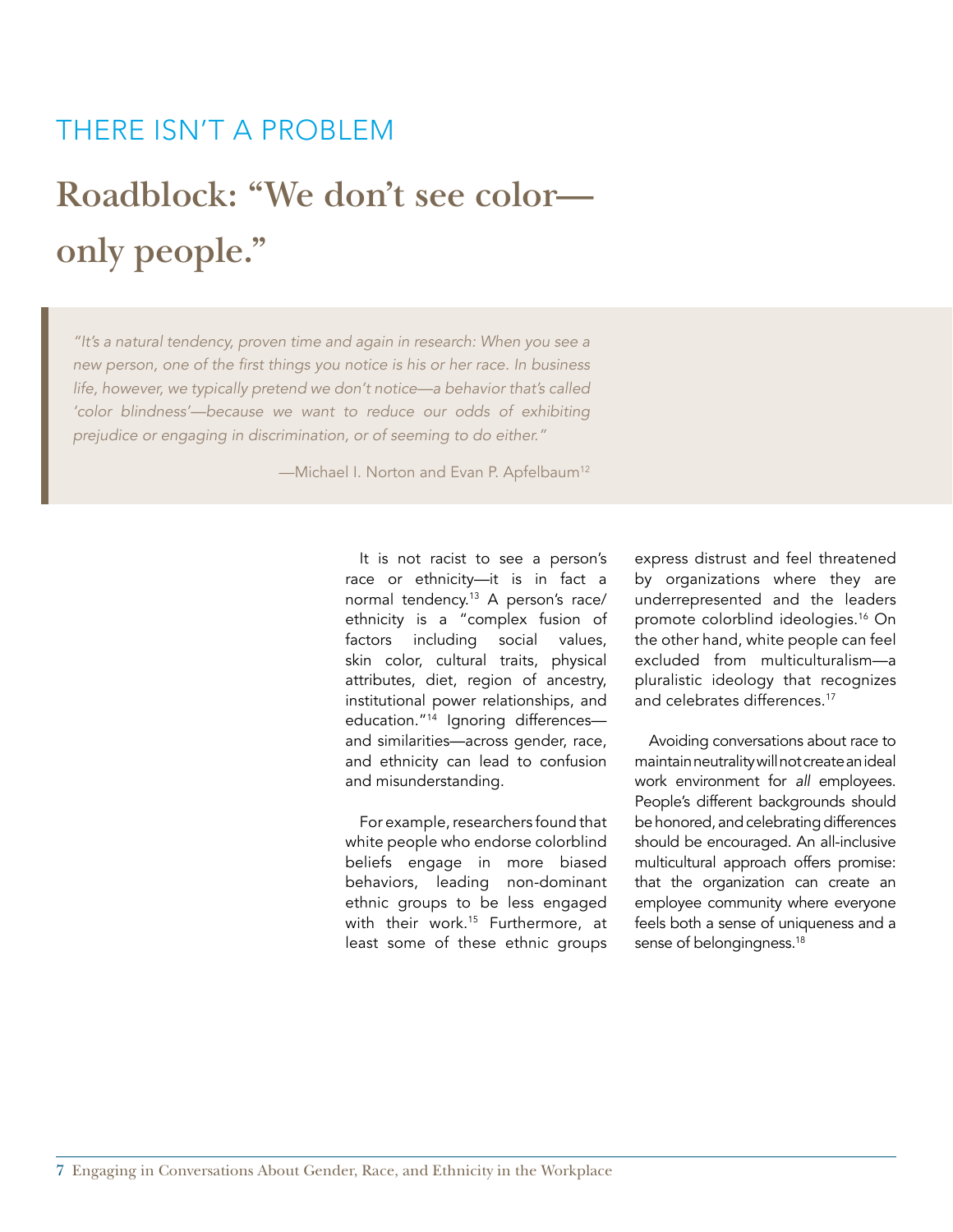THERE ISN'T A PROBLEM

# Roadblock: "We don't see color—only people."

> *"It's a natural tendency, proven time and again in research: When you see a new person, one of the first things you notice is his or her race. In business life, however, we typically pretend we don't notice—a behavior that's called 'color blindness'—because we want to reduce our odds of exhibiting prejudice or engaging in discrimination, or of seeming to do either."*
>
> —Michael I. Norton and Evan P. Apfelbaum[12]

It is not racist to see a person's race or ethnicity—it is in fact a normal tendency.[13] A person's race/ethnicity is a "complex fusion of factors including social values, skin color, cultural traits, physical attributes, diet, region of ancestry, institutional power relationships, and education."[14] Ignoring differences—and similarities—across gender, race, and ethnicity can lead to confusion and misunderstanding.

For example, researchers found that white people who endorse colorblind beliefs engage in more biased behaviors, leading non-dominant ethnic groups to be less engaged with their work.[15] Furthermore, at least some of these ethnic groups express distrust and feel threatened by organizations where they are underrepresented and the leaders promote colorblind ideologies.[16] On the other hand, white people can feel excluded from multiculturalism—a pluralistic ideology that recognizes and celebrates differences.[17]

Avoiding conversations about race to maintain neutrality will not create an ideal work environment for *all* employees. People's different backgrounds should be honored, and celebrating differences should be encouraged. An all-inclusive multicultural approach offers promise: that the organization can create an employee community where everyone feels both a sense of uniqueness and a sense of belongingness.[18]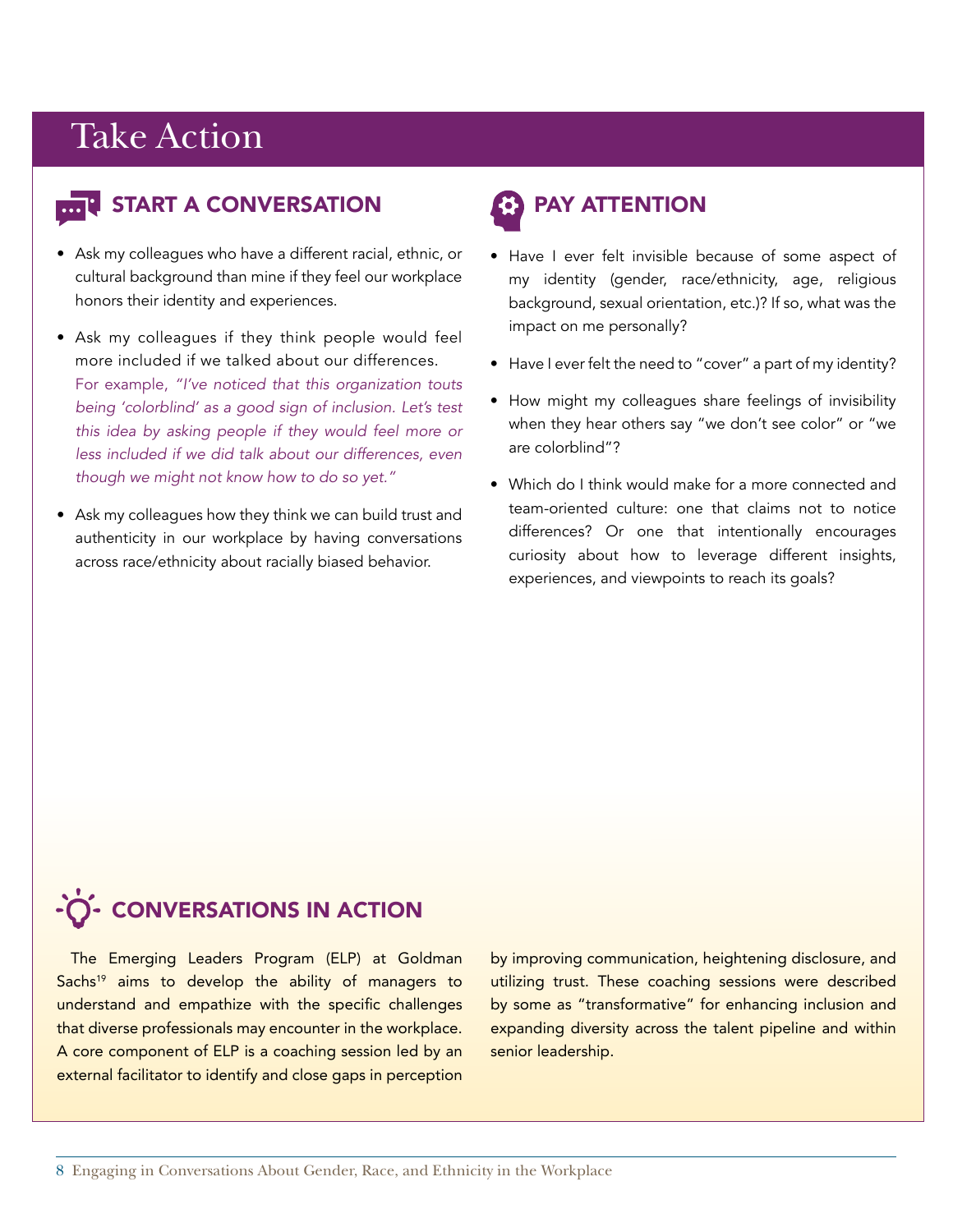# Take Action

## START A CONVERSATION

- Ask my colleagues who have a different racial, ethnic, or cultural background than mine if they feel our workplace honors their identity and experiences.
- Ask my colleagues if they think people would feel more included if we talked about our differences. For example, *"I've noticed that this organization touts being 'colorblind' as a good sign of inclusion. Let's test this idea by asking people if they would feel more or less included if we did talk about our differences, even though we might not know how to do so yet."*
- Ask my colleagues how they think we can build trust and authenticity in our workplace by having conversations across race/ethnicity about racially biased behavior.

## PAY ATTENTION

- Have I ever felt invisible because of some aspect of my identity (gender, race/ethnicity, age, religious background, sexual orientation, etc.)? If so, what was the impact on me personally?
- Have I ever felt the need to "cover" a part of my identity?
- How might my colleagues share feelings of invisibility when they hear others say "we don't see color" or "we are colorblind"?
- Which do I think would make for a more connected and team-oriented culture: one that claims not to notice differences? Or one that intentionally encourages curiosity about how to leverage different insights, experiences, and viewpoints to reach its goals?

## CONVERSATIONS IN ACTION

The Emerging Leaders Program (ELP) at Goldman Sachs[19] aims to develop the ability of managers to understand and empathize with the specific challenges that diverse professionals may encounter in the workplace. A core component of ELP is a coaching session led by an external facilitator to identify and close gaps in perception by improving communication, heightening disclosure, and utilizing trust. These coaching sessions were described by some as "transformative" for enhancing inclusion and expanding diversity across the talent pipeline and within senior leadership.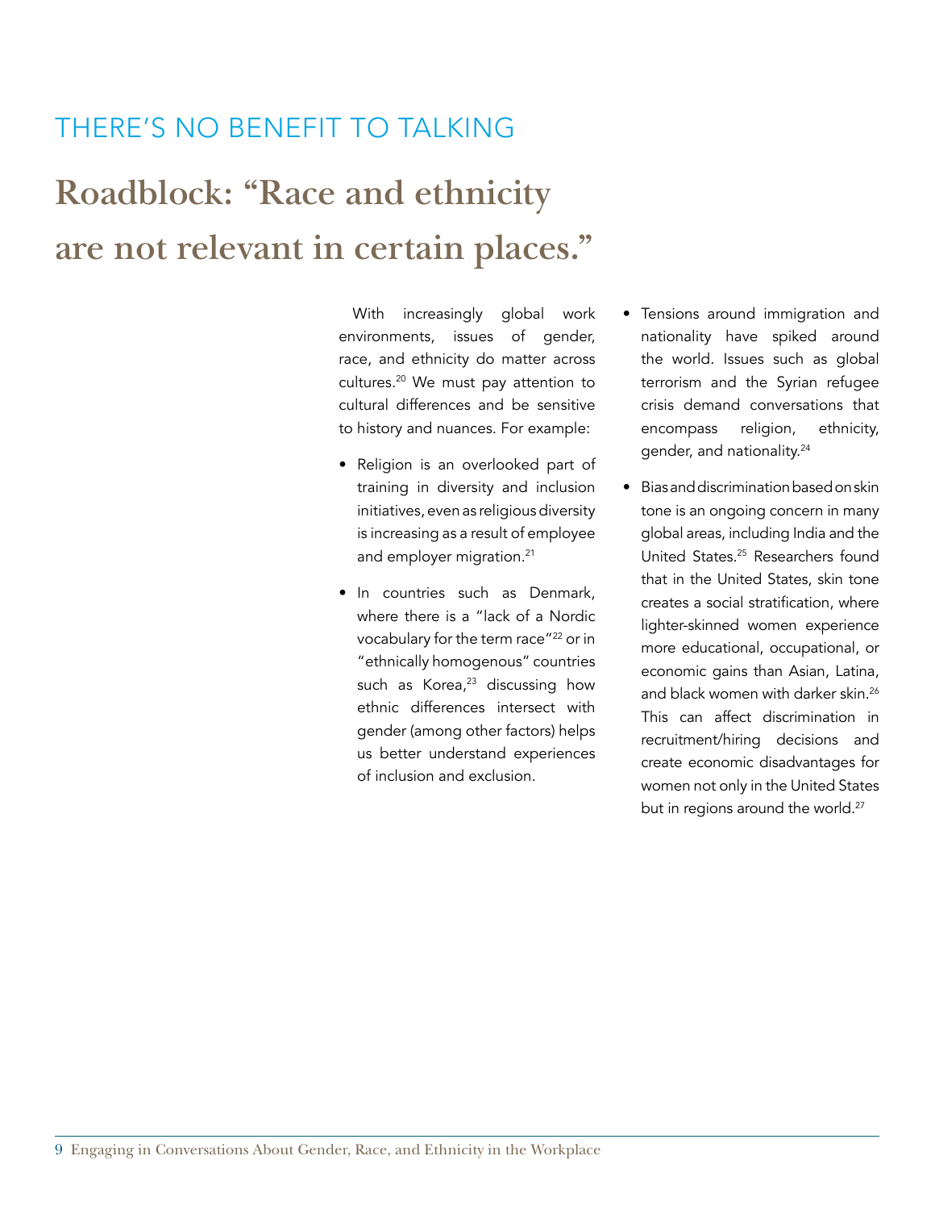## THERE'S NO BENEFIT TO TALKING

# Roadblock: "Race and ethnicity are not relevant in certain places."

With increasingly global work environments, issues of gender, race, and ethnicity do matter across cultures.[20] We must pay attention to cultural differences and be sensitive to history and nuances. For example:

- Religion is an overlooked part of training in diversity and inclusion initiatives, even as religious diversity is increasing as a result of employee and employer migration.[21]
- In countries such as Denmark, where there is a "lack of a Nordic vocabulary for the term race"[22] or in "ethnically homogenous" countries such as Korea,[23] discussing how ethnic differences intersect with gender (among other factors) helps us better understand experiences of inclusion and exclusion.
- Tensions around immigration and nationality have spiked around the world. Issues such as global terrorism and the Syrian refugee crisis demand conversations that encompass religion, ethnicity, gender, and nationality.[24]
- Bias and discrimination based on skin tone is an ongoing concern in many global areas, including India and the United States.[25] Researchers found that in the United States, skin tone creates a social stratification, where lighter-skinned women experience more educational, occupational, or economic gains than Asian, Latina, and black women with darker skin.[26] This can affect discrimination in recruitment/hiring decisions and create economic disadvantages for women not only in the United States but in regions around the world.[27]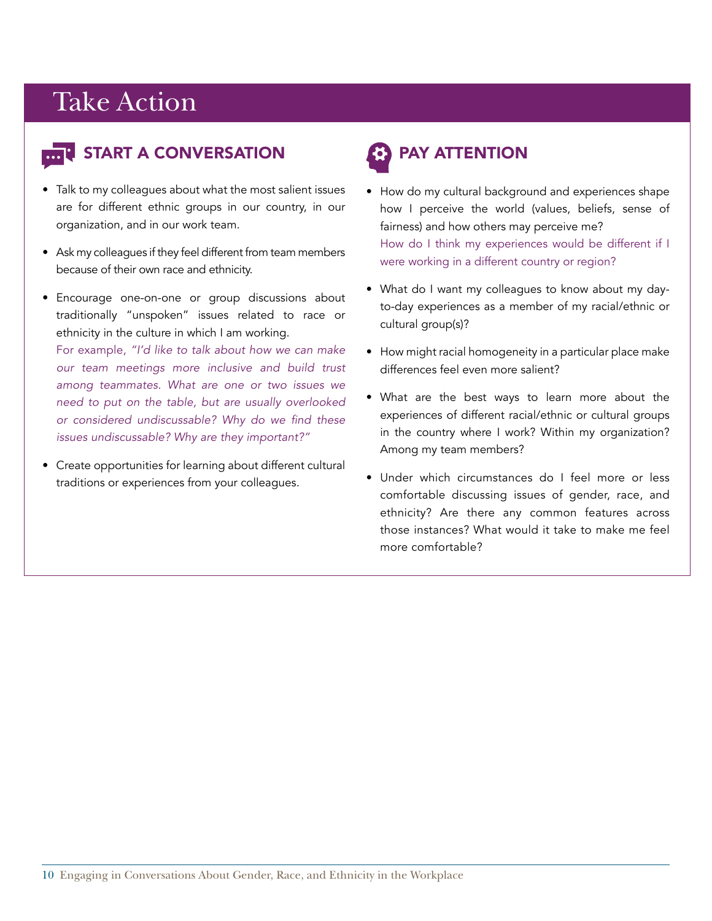# Take Action

## START A CONVERSATION

- Talk to my colleagues about what the most salient issues are for different ethnic groups in our country, in our organization, and in our work team.
- Ask my colleagues if they feel different from team members because of their own race and ethnicity.
- Encourage one-on-one or group discussions about traditionally "unspoken" issues related to race or ethnicity in the culture in which I am working.
  For example, *"I'd like to talk about how we can make our team meetings more inclusive and build trust among teammates. What are one or two issues we need to put on the table, but are usually overlooked or considered undiscussable? Why do we find these issues undiscussable? Why are they important?"*
- Create opportunities for learning about different cultural traditions or experiences from your colleagues.

## PAY ATTENTION

- How do my cultural background and experiences shape how I perceive the world (values, beliefs, sense of fairness) and how others may perceive me?
  How do I think my experiences would be different if I were working in a different country or region?
- What do I want my colleagues to know about my day-to-day experiences as a member of my racial/ethnic or cultural group(s)?
- How might racial homogeneity in a particular place make differences feel even more salient?
- What are the best ways to learn more about the experiences of different racial/ethnic or cultural groups in the country where I work? Within my organization? Among my team members?
- Under which circumstances do I feel more or less comfortable discussing issues of gender, race, and ethnicity? Are there any common features across those instances? What would it take to make me feel more comfortable?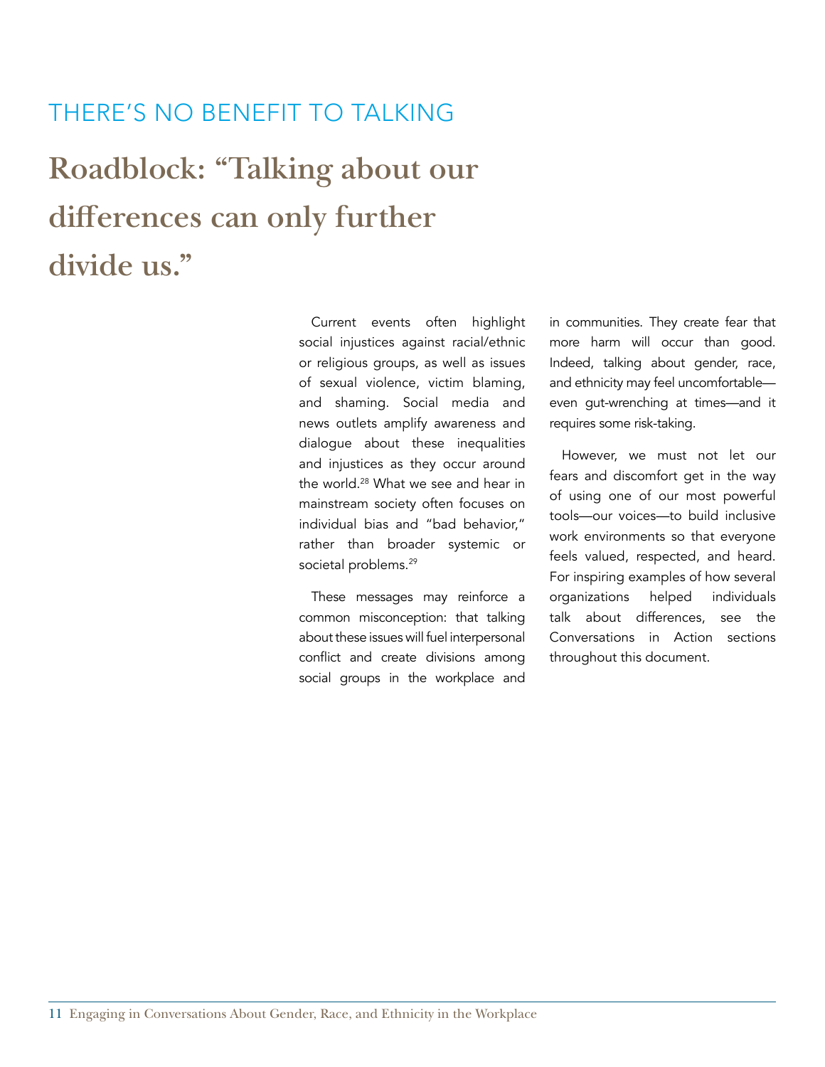## THERE'S NO BENEFIT TO TALKING

# Roadblock: "Talking about our differences can only further divide us."

Current events often highlight social injustices against racial/ethnic or religious groups, as well as issues of sexual violence, victim blaming, and shaming. Social media and news outlets amplify awareness and dialogue about these inequalities and injustices as they occur around the world.[28] What we see and hear in mainstream society often focuses on individual bias and "bad behavior," rather than broader systemic or societal problems.[29]

These messages may reinforce a common misconception: that talking about these issues will fuel interpersonal conflict and create divisions among social groups in the workplace and in communities. They create fear that more harm will occur than good. Indeed, talking about gender, race, and ethnicity may feel uncomfortable—even gut-wrenching at times—and it requires some risk-taking.

However, we must not let our fears and discomfort get in the way of using one of our most powerful tools—our voices—to build inclusive work environments so that everyone feels valued, respected, and heard. For inspiring examples of how several organizations helped individuals talk about differences, see the Conversations in Action sections throughout this document.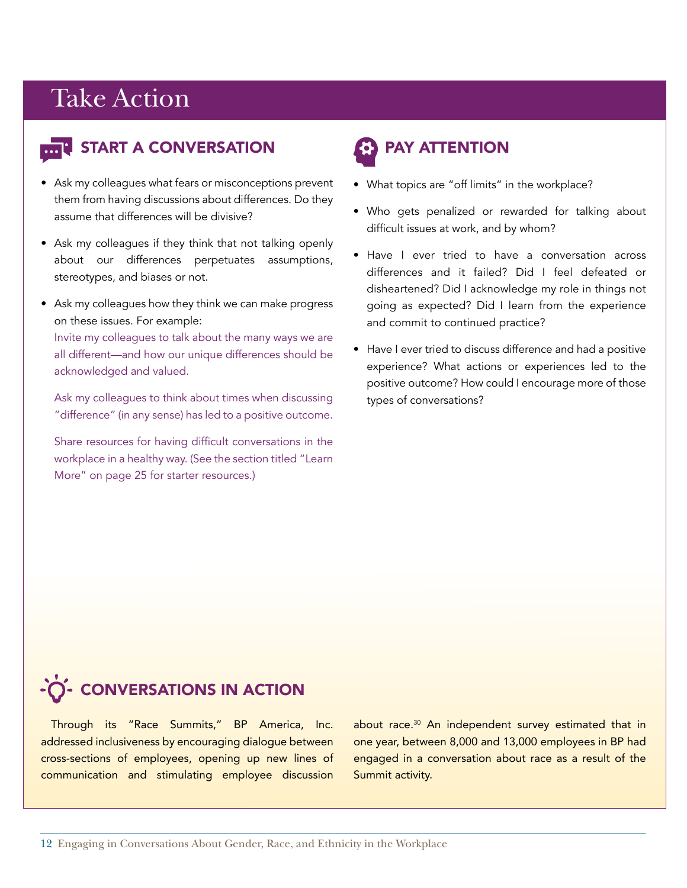# Take Action

## START A CONVERSATION

- Ask my colleagues what fears or misconceptions prevent them from having discussions about differences. Do they assume that differences will be divisive?
- Ask my colleagues if they think that not talking openly about our differences perpetuates assumptions, stereotypes, and biases or not.
- Ask my colleagues how they think we can make progress on these issues. For example:

  Invite my colleagues to talk about the many ways we are all different—and how our unique differences should be acknowledged and valued.

  Ask my colleagues to think about times when discussing "difference" (in any sense) has led to a positive outcome.

  Share resources for having difficult conversations in the workplace in a healthy way. (See the section titled "Learn More" on page 25 for starter resources.)

## PAY ATTENTION

- What topics are "off limits" in the workplace?
- Who gets penalized or rewarded for talking about difficult issues at work, and by whom?
- Have I ever tried to have a conversation across differences and it failed? Did I feel defeated or disheartened? Did I acknowledge my role in things not going as expected? Did I learn from the experience and commit to continued practice?
- Have I ever tried to discuss difference and had a positive experience? What actions or experiences led to the positive outcome? How could I encourage more of those types of conversations?

## CONVERSATIONS IN ACTION

Through its "Race Summits," BP America, Inc. addressed inclusiveness by encouraging dialogue between cross-sections of employees, opening up new lines of communication and stimulating employee discussion about race.[30] An independent survey estimated that in one year, between 8,000 and 13,000 employees in BP had engaged in a conversation about race as a result of the Summit activity.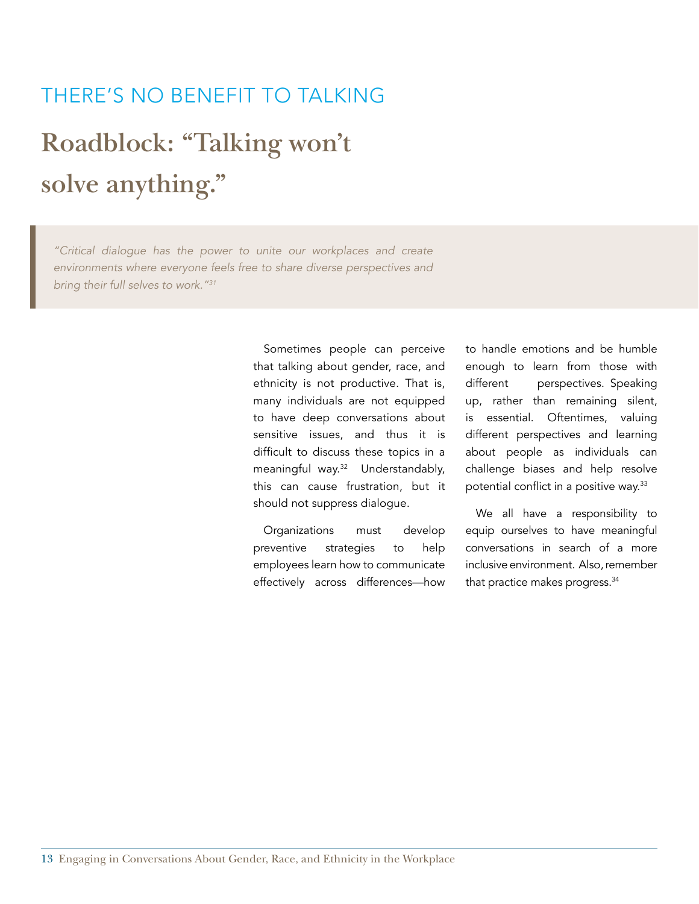## THERE'S NO BENEFIT TO TALKING

# Roadblock: "Talking won't solve anything."

> *"Critical dialogue has the power to unite our workplaces and create environments where everyone feels free to share diverse perspectives and bring their full selves to work."[31]*

Sometimes people can perceive that talking about gender, race, and ethnicity is not productive. That is, many individuals are not equipped to have deep conversations about sensitive issues, and thus it is difficult to discuss these topics in a meaningful way.[32] Understandably, this can cause frustration, but it should not suppress dialogue.

Organizations must develop preventive strategies to help employees learn how to communicate effectively across differences—how to handle emotions and be humble enough to learn from those with different perspectives. Speaking up, rather than remaining silent, is essential. Oftentimes, valuing different perspectives and learning about people as individuals can challenge biases and help resolve potential conflict in a positive way.[33]

We all have a responsibility to equip ourselves to have meaningful conversations in search of a more inclusive environment. Also, remember that practice makes progress.[34]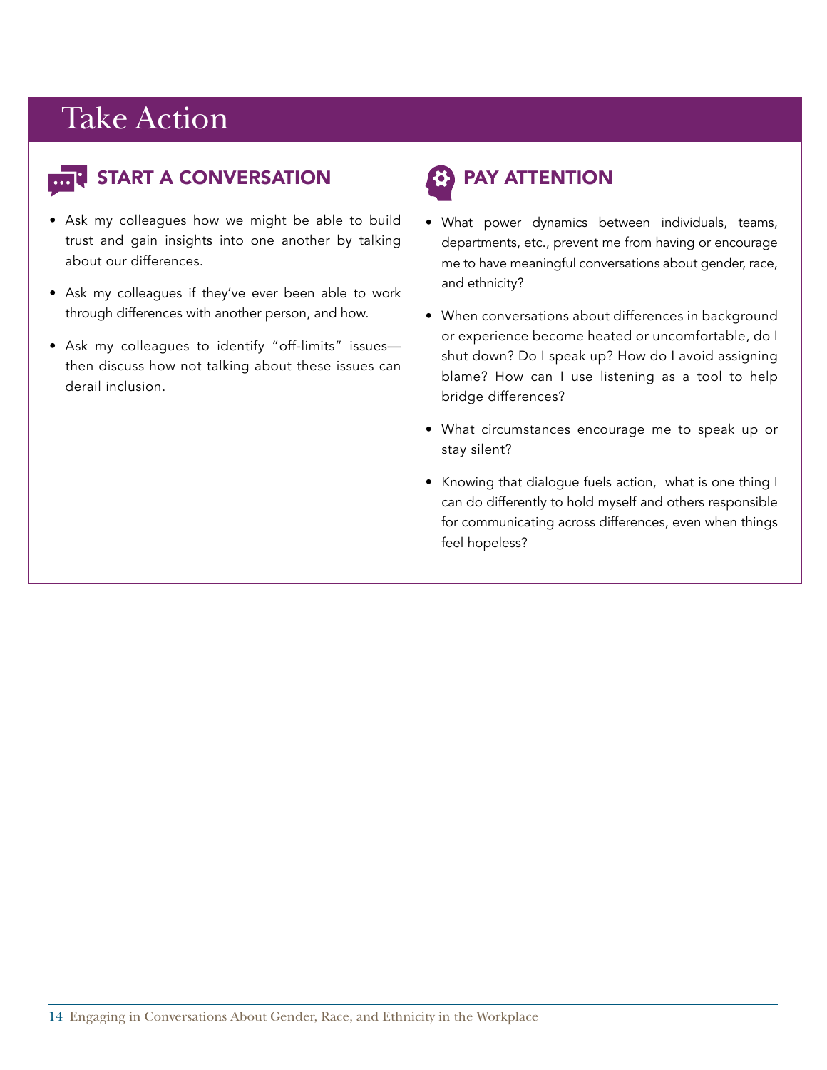# Take Action

## START A CONVERSATION

- Ask my colleagues how we might be able to build trust and gain insights into one another by talking about our differences.
- Ask my colleagues if they've ever been able to work through differences with another person, and how.
- Ask my colleagues to identify "off-limits" issues—then discuss how not talking about these issues can derail inclusion.

## PAY ATTENTION

- What power dynamics between individuals, teams, departments, etc., prevent me from having or encourage me to have meaningful conversations about gender, race, and ethnicity?
- When conversations about differences in background or experience become heated or uncomfortable, do I shut down? Do I speak up? How do I avoid assigning blame? How can I use listening as a tool to help bridge differences?
- What circumstances encourage me to speak up or stay silent?
- Knowing that dialogue fuels action, what is one thing I can do differently to hold myself and others responsible for communicating across differences, even when things feel hopeless?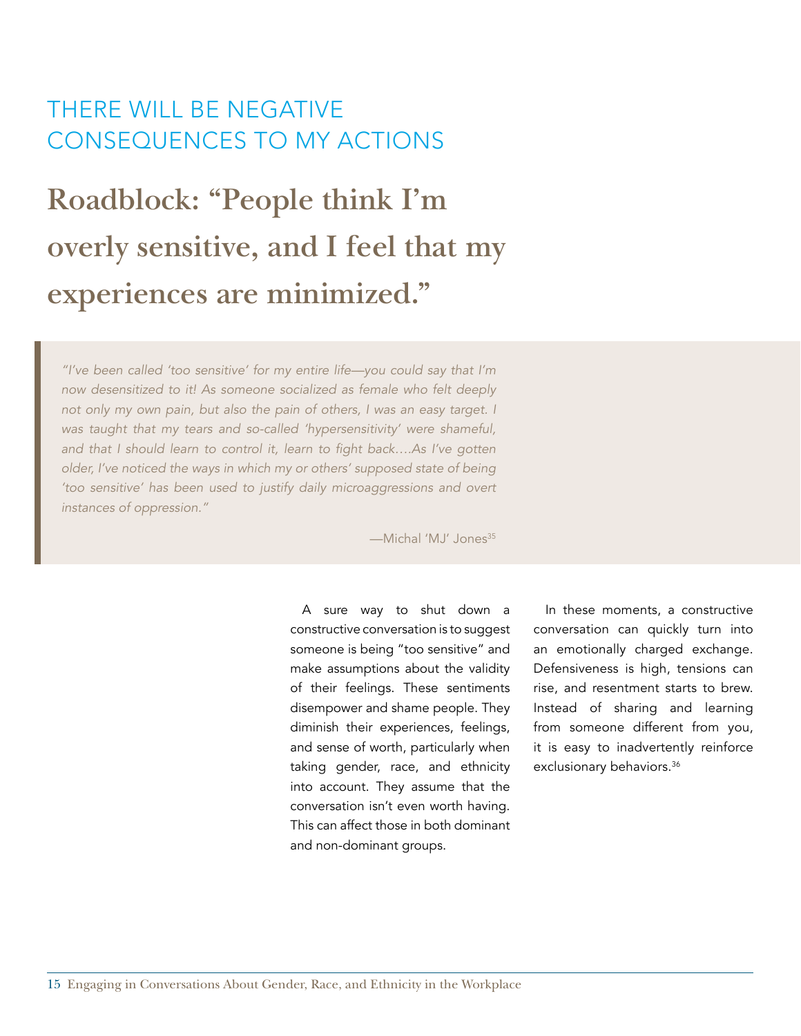## THERE WILL BE NEGATIVE CONSEQUENCES TO MY ACTIONS

# Roadblock: "People think I'm overly sensitive, and I feel that my experiences are minimized."

> *"I've been called 'too sensitive' for my entire life—you could say that I'm now desensitized to it! As someone socialized as female who felt deeply not only my own pain, but also the pain of others, I was an easy target. I was taught that my tears and so-called 'hypersensitivity' were shameful, and that I should learn to control it, learn to fight back….As I've gotten older, I've noticed the ways in which my or others' supposed state of being 'too sensitive' has been used to justify daily microaggressions and overt instances of oppression."*
>
> —Michal 'MJ' Jones[35]

A sure way to shut down a constructive conversation is to suggest someone is being "too sensitive" and make assumptions about the validity of their feelings. These sentiments disempower and shame people. They diminish their experiences, feelings, and sense of worth, particularly when taking gender, race, and ethnicity into account. They assume that the conversation isn't even worth having. This can affect those in both dominant and non-dominant groups.

In these moments, a constructive conversation can quickly turn into an emotionally charged exchange. Defensiveness is high, tensions can rise, and resentment starts to brew. Instead of sharing and learning from someone different from you, it is easy to inadvertently reinforce exclusionary behaviors.[36]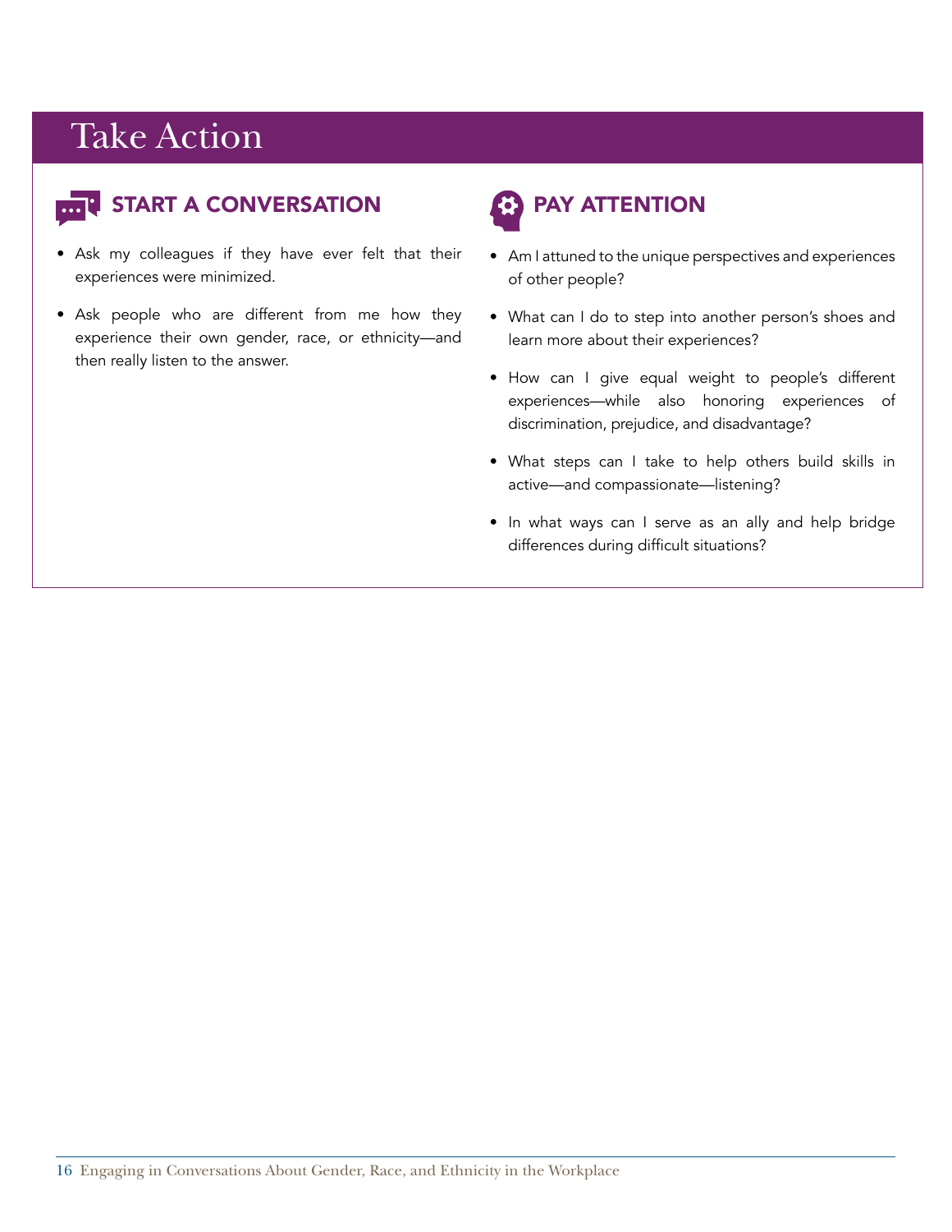# Take Action

## START A CONVERSATION

- Ask my colleagues if they have ever felt that their experiences were minimized.
- Ask people who are different from me how they experience their own gender, race, or ethnicity—and then really listen to the answer.

## PAY ATTENTION

- Am I attuned to the unique perspectives and experiences of other people?
- What can I do to step into another person's shoes and learn more about their experiences?
- How can I give equal weight to people's different experiences—while also honoring experiences of discrimination, prejudice, and disadvantage?
- What steps can I take to help others build skills in active—and compassionate—listening?
- In what ways can I serve as an ally and help bridge differences during difficult situations?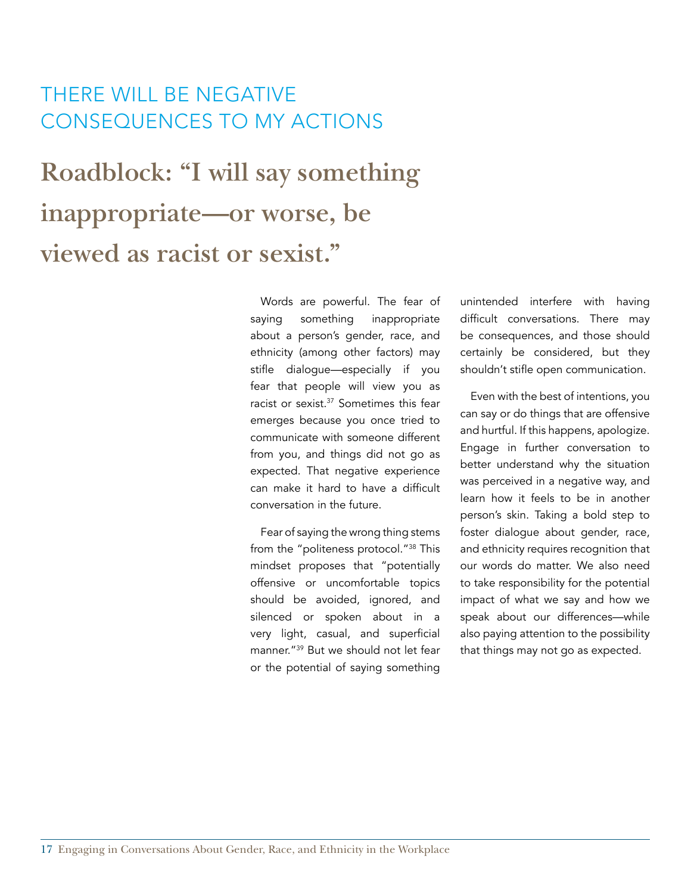## THERE WILL BE NEGATIVE CONSEQUENCES TO MY ACTIONS

# Roadblock: "I will say something inappropriate—or worse, be viewed as racist or sexist."

Words are powerful. The fear of saying something inappropriate about a person's gender, race, and ethnicity (among other factors) may stifle dialogue—especially if you fear that people will view you as racist or sexist.[37] Sometimes this fear emerges because you once tried to communicate with someone different from you, and things did not go as expected. That negative experience can make it hard to have a difficult conversation in the future.

Fear of saying the wrong thing stems from the "politeness protocol."[38] This mindset proposes that "potentially offensive or uncomfortable topics should be avoided, ignored, and silenced or spoken about in a very light, casual, and superficial manner."[39] But we should not let fear or the potential of saying something unintended interfere with having difficult conversations. There may be consequences, and those should certainly be considered, but they shouldn't stifle open communication.

Even with the best of intentions, you can say or do things that are offensive and hurtful. If this happens, apologize. Engage in further conversation to better understand why the situation was perceived in a negative way, and learn how it feels to be in another person's skin. Taking a bold step to foster dialogue about gender, race, and ethnicity requires recognition that our words do matter. We also need to take responsibility for the potential impact of what we say and how we speak about our differences—while also paying attention to the possibility that things may not go as expected.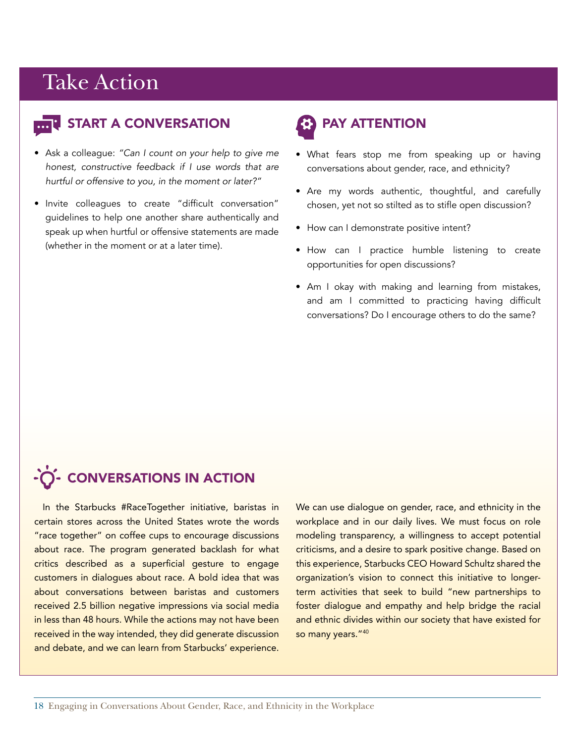# Take Action

## START A CONVERSATION

- Ask a colleague: *"Can I count on your help to give me honest, constructive feedback if I use words that are hurtful or offensive to you, in the moment or later?"*
- Invite colleagues to create "difficult conversation" guidelines to help one another share authentically and speak up when hurtful or offensive statements are made (whether in the moment or at a later time).

## PAY ATTENTION

- What fears stop me from speaking up or having conversations about gender, race, and ethnicity?
- Are my words authentic, thoughtful, and carefully chosen, yet not so stilted as to stifle open discussion?
- How can I demonstrate positive intent?
- How can I practice humble listening to create opportunities for open discussions?
- Am I okay with making and learning from mistakes, and am I committed to practicing having difficult conversations? Do I encourage others to do the same?

## CONVERSATIONS IN ACTION

In the Starbucks #RaceTogether initiative, baristas in certain stores across the United States wrote the words "race together" on coffee cups to encourage discussions about race. The program generated backlash for what critics described as a superficial gesture to engage customers in dialogues about race. A bold idea that was about conversations between baristas and customers received 2.5 billion negative impressions via social media in less than 48 hours. While the actions may not have been received in the way intended, they did generate discussion and debate, and we can learn from Starbucks' experience. We can use dialogue on gender, race, and ethnicity in the workplace and in our daily lives. We must focus on role modeling transparency, a willingness to accept potential criticisms, and a desire to spark positive change. Based on this experience, Starbucks CEO Howard Schultz shared the organization's vision to connect this initiative to longer-term activities that seek to build "new partnerships to foster dialogue and empathy and help bridge the racial and ethnic divides within our society that have existed for so many years."[40]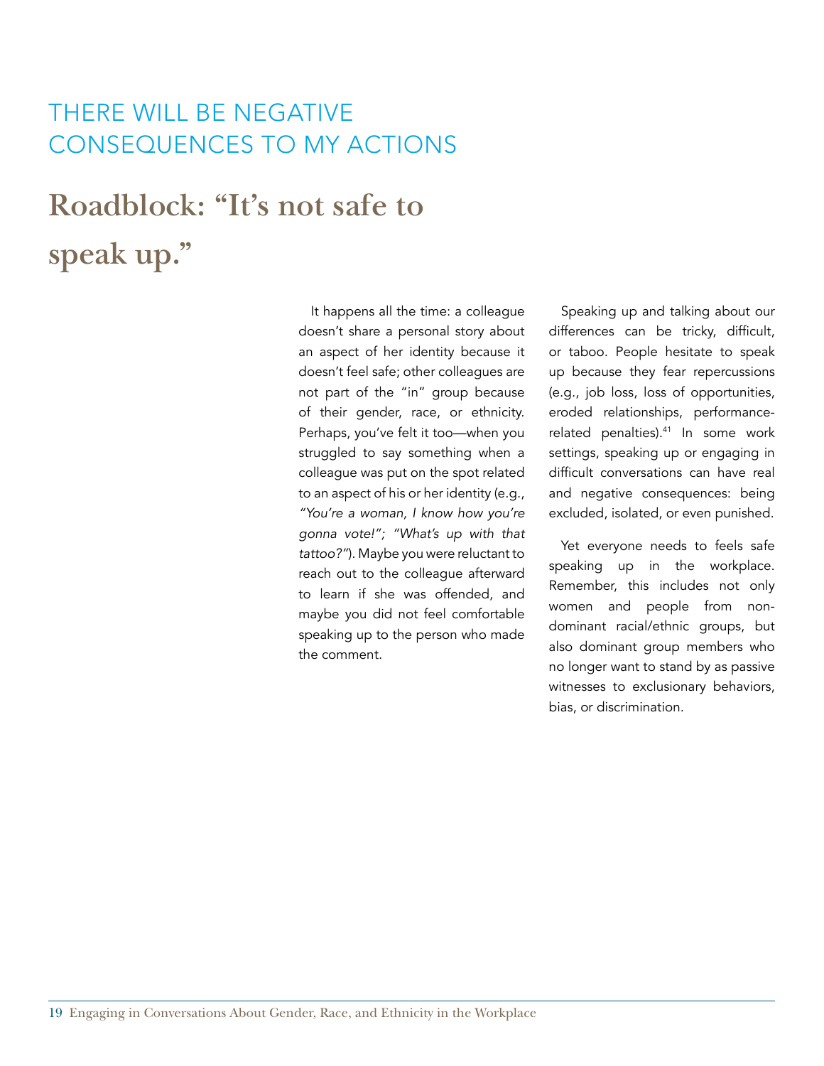## THERE WILL BE NEGATIVE CONSEQUENCES TO MY ACTIONS

# Roadblock: "It's not safe to speak up."

It happens all the time: a colleague doesn't share a personal story about an aspect of her identity because it doesn't feel safe; other colleagues are not part of the "in" group because of their gender, race, or ethnicity. Perhaps, you've felt it too—when you struggled to say something when a colleague was put on the spot related to an aspect of his or her identity (e.g., *"You're a woman, I know how you're gonna vote!"; "What's up with that tattoo?"*). Maybe you were reluctant to reach out to the colleague afterward to learn if she was offended, and maybe you did not feel comfortable speaking up to the person who made the comment.

Speaking up and talking about our differences can be tricky, difficult, or taboo. People hesitate to speak up because they fear repercussions (e.g., job loss, loss of opportunities, eroded relationships, performance-related penalties).[41] In some work settings, speaking up or engaging in difficult conversations can have real and negative consequences: being excluded, isolated, or even punished.

Yet everyone needs to feels safe speaking up in the workplace. Remember, this includes not only women and people from non-dominant racial/ethnic groups, but also dominant group members who no longer want to stand by as passive witnesses to exclusionary behaviors, bias, or discrimination.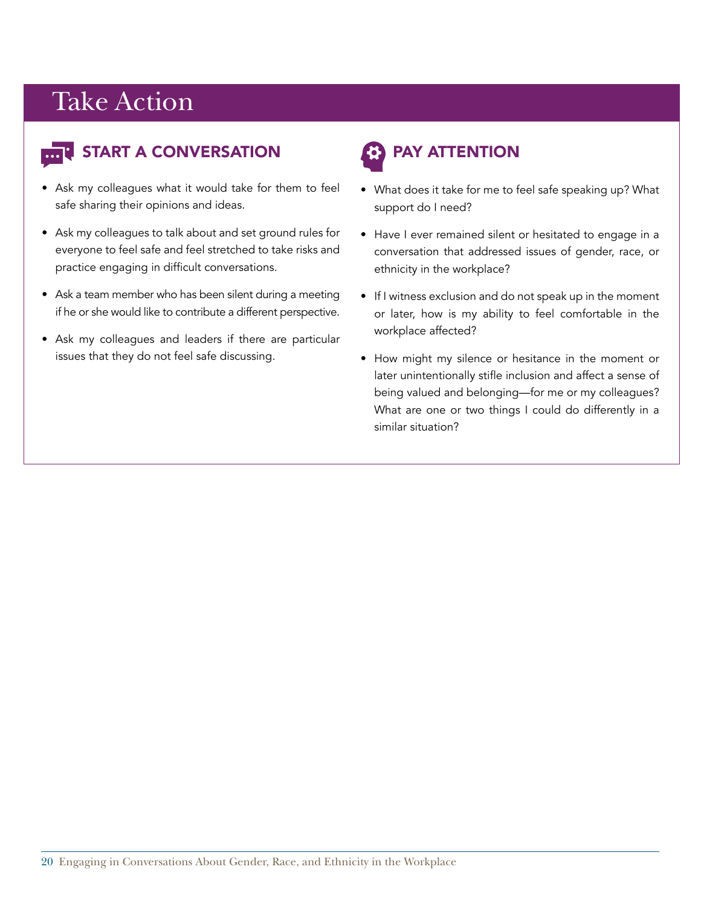# Take Action

## START A CONVERSATION

- Ask my colleagues what it would take for them to feel safe sharing their opinions and ideas.
- Ask my colleagues to talk about and set ground rules for everyone to feel safe and feel stretched to take risks and practice engaging in difficult conversations.
- Ask a team member who has been silent during a meeting if he or she would like to contribute a different perspective.
- Ask my colleagues and leaders if there are particular issues that they do not feel safe discussing.

## PAY ATTENTION

- What does it take for me to feel safe speaking up? What support do I need?
- Have I ever remained silent or hesitated to engage in a conversation that addressed issues of gender, race, or ethnicity in the workplace?
- If I witness exclusion and do not speak up in the moment or later, how is my ability to feel comfortable in the workplace affected?
- How might my silence or hesitance in the moment or later unintentionally stifle inclusion and affect a sense of being valued and belonging—for me or my colleagues? What are one or two things I could do differently in a similar situation?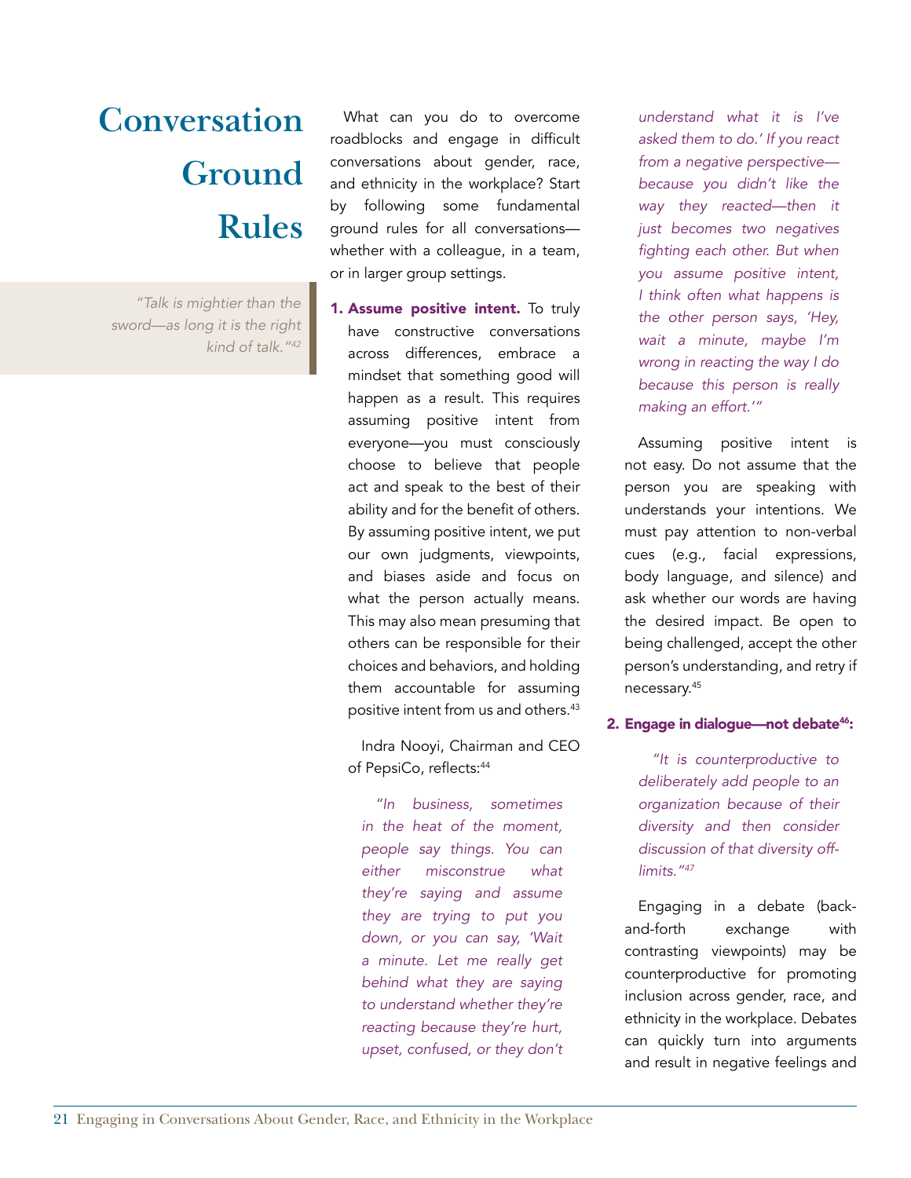# Conversation Ground Rules

> *"Talk is mightier than the sword—as long it is the right kind of talk."*[42]

What can you do to overcome roadblocks and engage in difficult conversations about gender, race, and ethnicity in the workplace? Start by following some fundamental ground rules for all conversations—whether with a colleague, in a team, or in larger group settings.

1. **Assume positive intent.** To truly have constructive conversations across differences, embrace a mindset that something good will happen as a result. This requires assuming positive intent from everyone—you must consciously choose to believe that people act and speak to the best of their ability and for the benefit of others. By assuming positive intent, we put our own judgments, viewpoints, and biases aside and focus on what the person actually means. This may also mean presuming that others can be responsible for their choices and behaviors, and holding them accountable for assuming positive intent from us and others.[43]

   Indra Nooyi, Chairman and CEO of PepsiCo, reflects:[44]

   > *"In business, sometimes in the heat of the moment, people say things. You can either misconstrue what they're saying and assume they are trying to put you down, or you can say, 'Wait a minute. Let me really get behind what they are saying to understand whether they're reacting because they're hurt, upset, confused, or they don't understand what it is I've asked them to do.' If you react from a negative perspective—because you didn't like the way they reacted—then it just becomes two negatives fighting each other. But when you assume positive intent, I think often what happens is the other person says, 'Hey, wait a minute, maybe I'm wrong in reacting the way I do because this person is really making an effort.'"*

   Assuming positive intent is not easy. Do not assume that the person you are speaking with understands your intentions. We must pay attention to non-verbal cues (e.g., facial expressions, body language, and silence) and ask whether our words are having the desired impact. Be open to being challenged, accept the other person's understanding, and retry if necessary.[45]

2. **Engage in dialogue—not debate[46]:**

   > *"It is counterproductive to deliberately add people to an organization because of their diversity and then consider discussion of that diversity off-limits."*[47]

   Engaging in a debate (back-and-forth exchange with contrasting viewpoints) may be counterproductive for promoting inclusion across gender, race, and ethnicity in the workplace. Debates can quickly turn into arguments and result in negative feelings and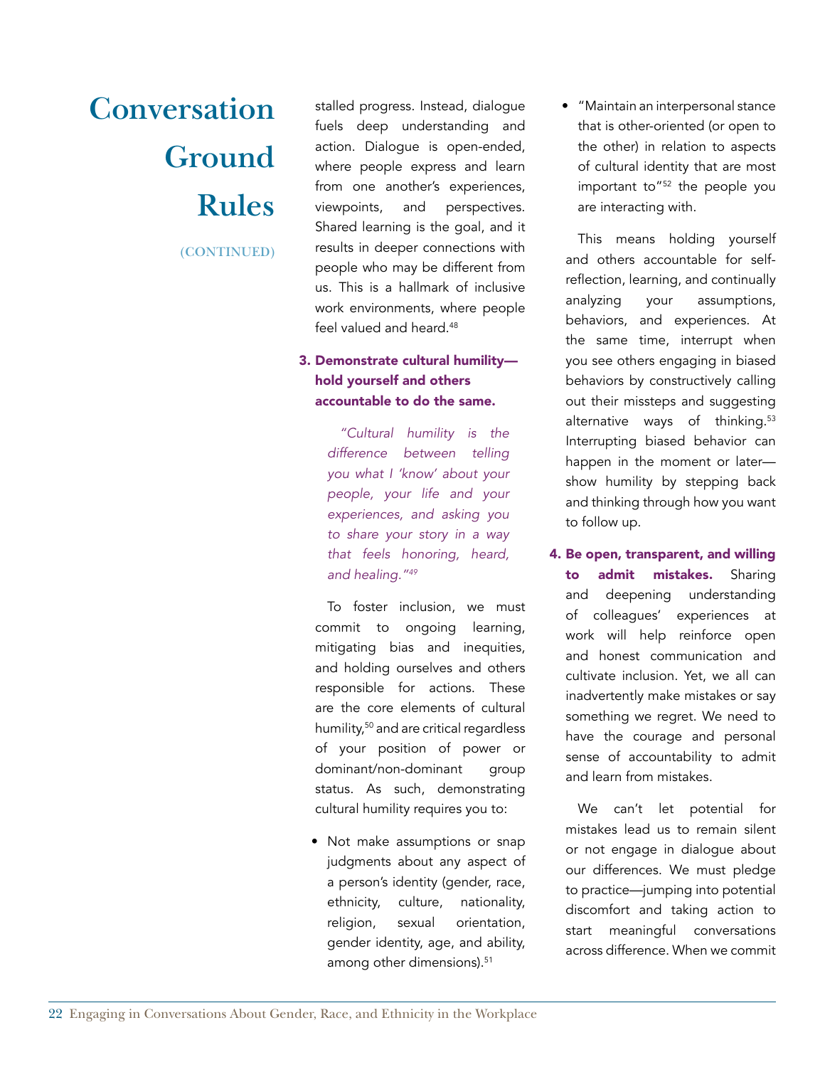# Conversation Ground Rules

(CONTINUED)

stalled progress. Instead, dialogue fuels deep understanding and action. Dialogue is open-ended, where people express and learn from one another's experiences, viewpoints, and perspectives. Shared learning is the goal, and it results in deeper connections with people who may be different from us. This is a hallmark of inclusive work environments, where people feel valued and heard.[48]

**3. Demonstrate cultural humility—hold yourself and others accountable to do the same.**

> *"Cultural humility is the difference between telling you what I 'know' about your people, your life and your experiences, and asking you to share your story in a way that feels honoring, heard, and healing."*[49]

To foster inclusion, we must commit to ongoing learning, mitigating bias and inequities, and holding ourselves and others responsible for actions. These are the core elements of cultural humility,[50] and are critical regardless of your position of power or dominant/non-dominant group status. As such, demonstrating cultural humility requires you to:

- Not make assumptions or snap judgments about any aspect of a person's identity (gender, race, ethnicity, culture, nationality, religion, sexual orientation, gender identity, age, and ability, among other dimensions).[51]
- "Maintain an interpersonal stance that is other-oriented (or open to the other) in relation to aspects of cultural identity that are most important to"[52] the people you are interacting with.

This means holding yourself and others accountable for self-reflection, learning, and continually analyzing your assumptions, behaviors, and experiences. At the same time, interrupt when you see others engaging in biased behaviors by constructively calling out their missteps and suggesting alternative ways of thinking.[53] Interrupting biased behavior can happen in the moment or later—show humility by stepping back and thinking through how you want to follow up.

**4. Be open, transparent, and willing to admit mistakes.** Sharing and deepening understanding of colleagues' experiences at work will help reinforce open and honest communication and cultivate inclusion. Yet, we all can inadvertently make mistakes or say something we regret. We need to have the courage and personal sense of accountability to admit and learn from mistakes.

We can't let potential for mistakes lead us to remain silent or not engage in dialogue about our differences. We must pledge to practice—jumping into potential discomfort and taking action to start meaningful conversations across difference. When we commit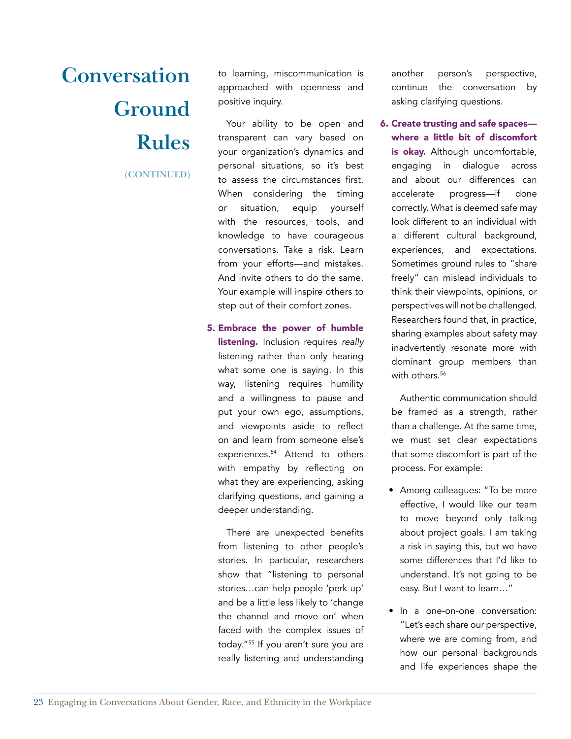# Conversation Ground Rules

(CONTINUED)

to learning, miscommunication is approached with openness and positive inquiry.

Your ability to be open and transparent can vary based on your organization's dynamics and personal situations, so it's best to assess the circumstances first. When considering the timing or situation, equip yourself with the resources, tools, and knowledge to have courageous conversations. Take a risk. Learn from your efforts—and mistakes. And invite others to do the same. Your example will inspire others to step out of their comfort zones.

5. **Embrace the power of humble listening.** Inclusion requires *really* listening rather than only hearing what some one is saying. In this way, listening requires humility and a willingness to pause and put your own ego, assumptions, and viewpoints aside to reflect on and learn from someone else's experiences.[54] Attend to others with empathy by reflecting on what they are experiencing, asking clarifying questions, and gaining a deeper understanding.

   There are unexpected benefits from listening to other people's stories. In particular, researchers show that "listening to personal stories…can help people 'perk up' and be a little less likely to 'change the channel and move on' when faced with the complex issues of today."[55] If you aren't sure you are really listening and understanding another person's perspective, continue the conversation by asking clarifying questions.

6. **Create trusting and safe spaces—where a little bit of discomfort is okay.** Although uncomfortable, engaging in dialogue across and about our differences can accelerate progress—if done correctly. What is deemed safe may look different to an individual with a different cultural background, experiences, and expectations. Sometimes ground rules to "share freely" can mislead individuals to think their viewpoints, opinions, or perspectives will not be challenged. Researchers found that, in practice, sharing examples about safety may inadvertently resonate more with dominant group members than with others.[56]

   Authentic communication should be framed as a strength, rather than a challenge. At the same time, we must set clear expectations that some discomfort is part of the process. For example:

   - Among colleagues: "To be more effective, I would like our team to move beyond only talking about project goals. I am taking a risk in saying this, but we have some differences that I'd like to understand. It's not going to be easy. But I want to learn…"
   - In a one-on-one conversation: "Let's each share our perspective, where we are coming from, and how our personal backgrounds and life experiences shape the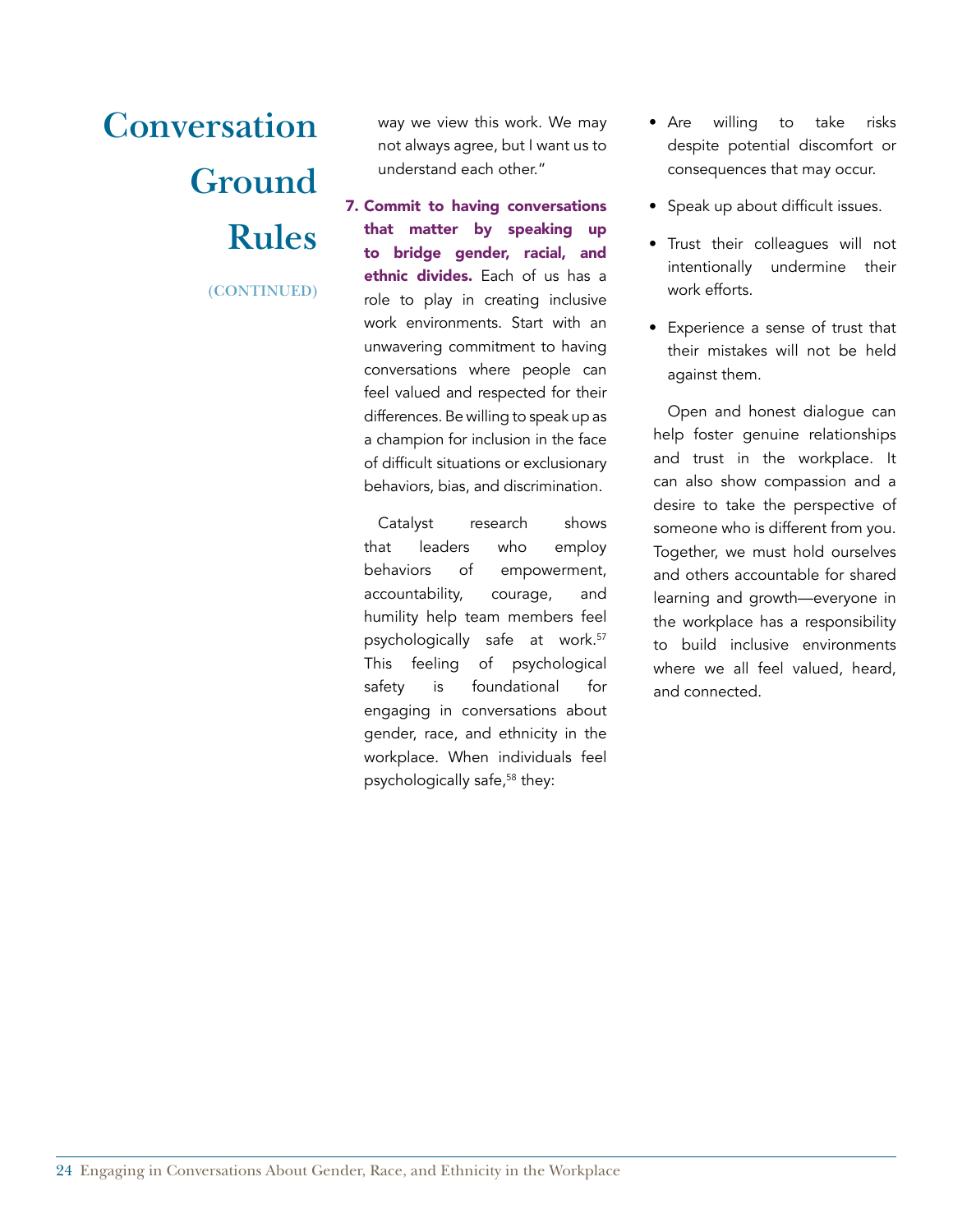# Conversation Ground Rules

(CONTINUED)

way we view this work. We may not always agree, but I want us to understand each other."

7. **Commit to having conversations that matter by speaking up to bridge gender, racial, and ethnic divides.** Each of us has a role to play in creating inclusive work environments. Start with an unwavering commitment to having conversations where people can feel valued and respected for their differences. Be willing to speak up as a champion for inclusion in the face of difficult situations or exclusionary behaviors, bias, and discrimination.

Catalyst research shows that leaders who employ behaviors of empowerment, accountability, courage, and humility help team members feel psychologically safe at work.[57] This feeling of psychological safety is foundational for engaging in conversations about gender, race, and ethnicity in the workplace. When individuals feel psychologically safe,[58] they:

- Are willing to take risks despite potential discomfort or consequences that may occur.
- Speak up about difficult issues.
- Trust their colleagues will not intentionally undermine their work efforts.
- Experience a sense of trust that their mistakes will not be held against them.

Open and honest dialogue can help foster genuine relationships and trust in the workplace. It can also show compassion and a desire to take the perspective of someone who is different from you. Together, we must hold ourselves and others accountable for shared learning and growth—everyone in the workplace has a responsibility to build inclusive environments where we all feel valued, heard, and connected.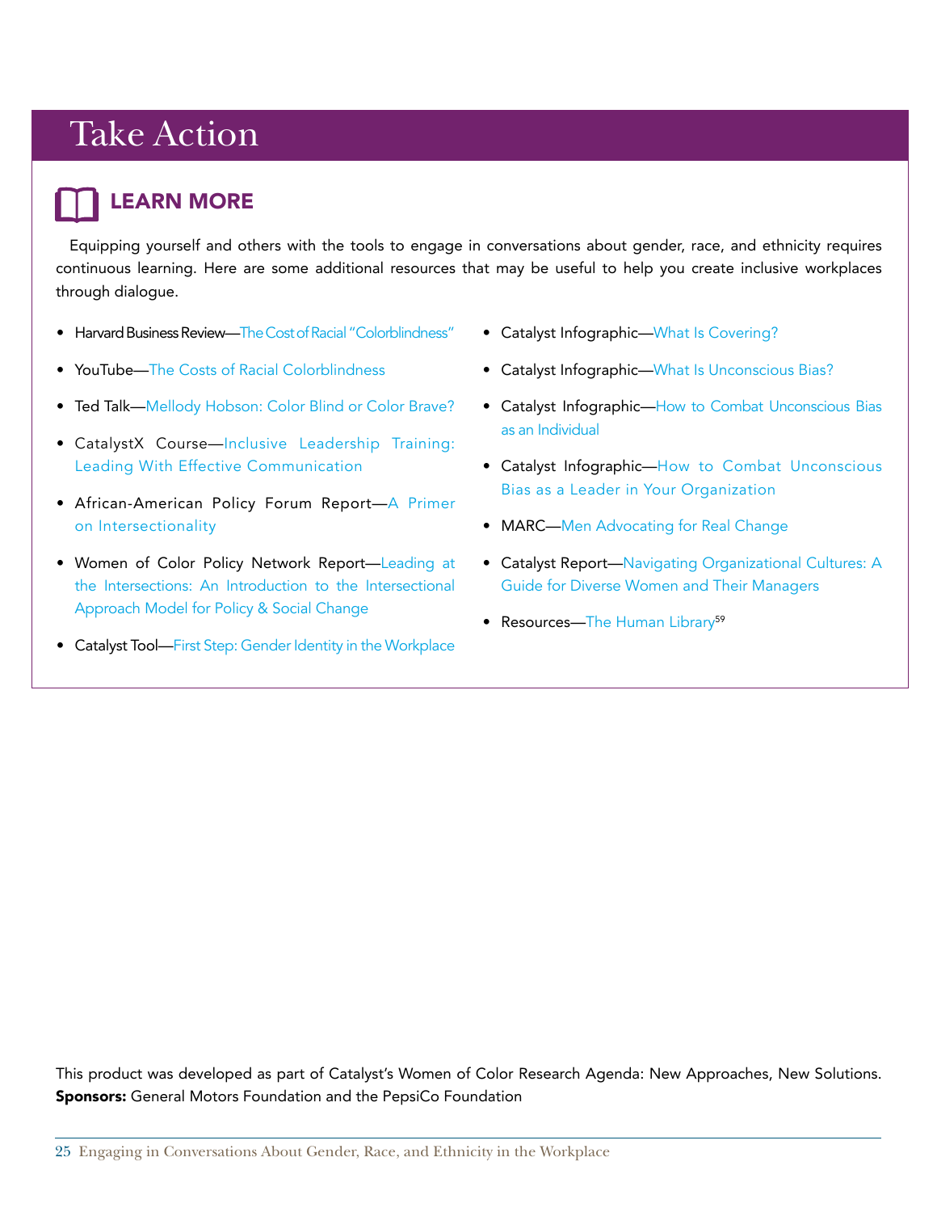# Take Action

## LEARN MORE

Equipping yourself and others with the tools to engage in conversations about gender, race, and ethnicity requires continuous learning. Here are some additional resources that may be useful to help you create inclusive workplaces through dialogue.

- Harvard Business Review—The Cost of Racial "Colorblindness"
- YouTube—The Costs of Racial Colorblindness
- Ted Talk—Mellody Hobson: Color Blind or Color Brave?
- CatalystX Course—Inclusive Leadership Training: Leading With Effective Communication
- African-American Policy Forum Report—A Primer on Intersectionality
- Women of Color Policy Network Report—Leading at the Intersections: An Introduction to the Intersectional Approach Model for Policy & Social Change
- Catalyst Tool—First Step: Gender Identity in the Workplace
- Catalyst Infographic—What Is Covering?
- Catalyst Infographic—What Is Unconscious Bias?
- Catalyst Infographic—How to Combat Unconscious Bias as an Individual
- Catalyst Infographic—How to Combat Unconscious Bias as a Leader in Your Organization
- MARC—Men Advocating for Real Change
- Catalyst Report—Navigating Organizational Cultures: A Guide for Diverse Women and Their Managers
- Resources—The Human Library[59]

This product was developed as part of Catalyst's Women of Color Research Agenda: New Approaches, New Solutions.
**Sponsors:** General Motors Foundation and the PepsiCo Foundation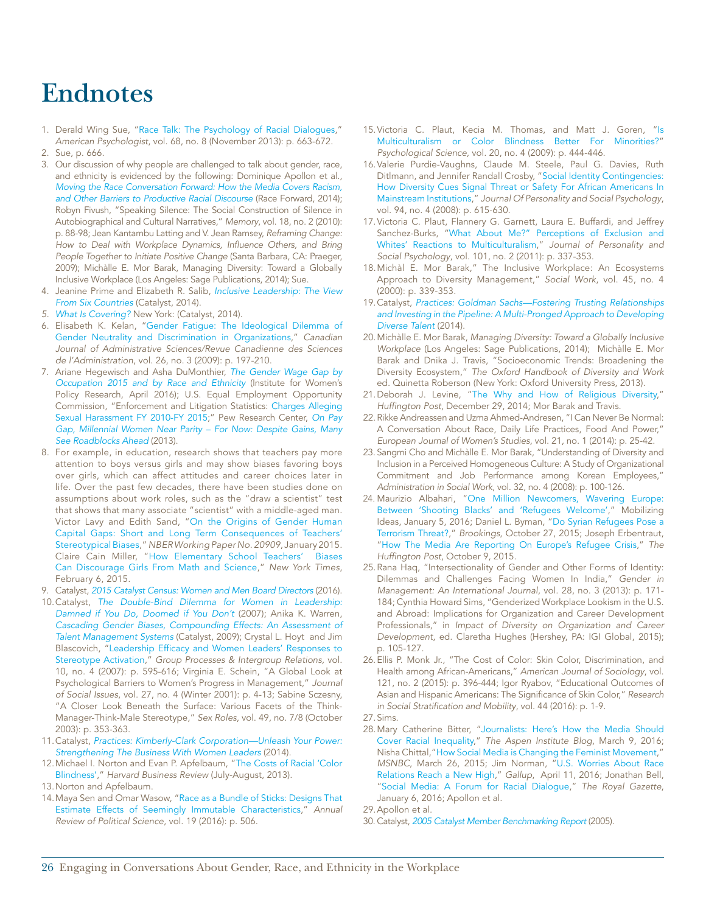# Endnotes

1. Derald Wing Sue, "Race Talk: The Psychology of Racial Dialogues," *American Psychologist*, vol. 68, no. 8 (November 2013): p. 663-672.
2. Sue, p. 666.
3. Our discussion of why people are challenged to talk about gender, race, and ethnicity is evidenced by the following: Dominique Apollon et al., *Moving the Race Conversation Forward: How the Media Covers Racism, and Other Barriers to Productive Racial Discourse* (Race Forward, 2014); Robyn Fivush, "Speaking Silence: The Social Construction of Silence in Autobiographical and Cultural Narratives," *Memory*, vol. 18, no. 2 (2010): p. 88-98; Jean Kantambu Latting and V. Jean Ramsey, *Reframing Change: How to Deal with Workplace Dynamics, Influence Others, and Bring People Together to Initiate Positive Change* (Santa Barbara, CA: Praeger, 2009); Michàlle E. Mor Barak, Managing Diversity: Toward a Globally Inclusive Workplace (Los Angeles: Sage Publications, 2014); Sue.
4. Jeanine Prime and Elizabeth R. Salib, *Inclusive Leadership: The View From Six Countries* (Catalyst, 2014).
5. *What Is Covering?* New York: (Catalyst, 2014).
6. Elisabeth K. Kelan, "Gender Fatigue: The Ideological Dilemma of Gender Neutrality and Discrimination in Organizations," *Canadian Journal of Administrative Sciences/Revue Canadienne des Sciences de l'Administration*, vol. 26, no. 3 (2009): p. 197-210.
7. Ariane Hegewisch and Asha DuMonthier, *The Gender Wage Gap by Occupation 2015 and by Race and Ethnicity* (Institute for Women's Policy Research, April 2016); U.S. Equal Employment Opportunity Commission, "Enforcement and Litigation Statistics: Charges Alleging Sexual Harassment FY 2010-FY 2015;" Pew Research Center, *On Pay Gap, Millennial Women Near Parity – For Now: Despite Gains, Many See Roadblocks Ahead* (2013).
8. For example, in education, research shows that teachers pay more attention to boys versus girls and may show biases favoring boys over girls, which can affect attitudes and career choices later in life. Over the past few decades, there have been studies done on assumptions about work roles, such as the "draw a scientist" test that shows that many associate "scientist" with a middle-aged man. Victor Lavy and Edith Sand, "On the Origins of Gender Human Capital Gaps: Short and Long Term Consequences of Teachers' Stereotypical Biases," *NBER Working Paper No. 20909*, January 2015. Claire Cain Miller, "How Elementary School Teachers' Biases Can Discourage Girls From Math and Science," *New York Times*, February 6, 2015.
9. Catalyst, *2015 Catalyst Census: Women and Men Board Directors* (2016).
10. Catalyst, *The Double-Bind Dilemma for Women in Leadership: Damned if You Do, Doomed if You Don't* (2007); Anika K. Warren, *Cascading Gender Biases, Compounding Effects: An Assessment of Talent Management Systems* (Catalyst, 2009); Crystal L. Hoyt and Jim Blascovich, "Leadership Efficacy and Women Leaders' Responses to Stereotype Activation," *Group Processes & Intergroup Relations*, vol. 10, no. 4 (2007): p. 595-616; Virginia E. Schein, "A Global Look at Psychological Barriers to Women's Progress in Management," *Journal of Social Issues*, vol. 27, no. 4 (Winter 2001): p. 4-13; Sabine Sczesny, "A Closer Look Beneath the Surface: Various Facets of the Think-Manager-Think-Male Stereotype," *Sex Roles*, vol. 49, no. 7/8 (October 2003): p. 353-363.
11. Catalyst, *Practices: Kimberly-Clark Corporation—Unleash Your Power: Strengthening The Business With Women Leaders* (2014).
12. Michael I. Norton and Evan P. Apfelbaum, "The Costs of Racial 'Color Blindness'," *Harvard Business Review* (July-August, 2013).
13. Norton and Apfelbaum.
14. Maya Sen and Omar Wasow, "Race as a Bundle of Sticks: Designs That Estimate Effects of Seemingly Immutable Characteristics," *Annual Review of Political Science*, vol. 19 (2016): p. 506.
15. Victoria C. Plaut, Kecia M. Thomas, and Matt J. Goren, "Is Multiculturalism or Color Blindness Better For Minorities?" *Psychological Science*, vol. 20, no. 4 (2009): p. 444-446.
16. Valerie Purdie-Vaughns, Claude M. Steele, Paul G. Davies, Ruth Ditlmann, and Jennifer Randall Crosby, "Social Identity Contingencies: How Diversity Cues Signal Threat or Safety For African Americans In Mainstream Institutions," *Journal Of Personality and Social Psychology*, vol. 94, no. 4 (2008): p. 615-630.
17. Victoria C. Plaut, Flannery G. Garnett, Laura E. Buffardi, and Jeffrey Sanchez-Burks, "What About Me?" Perceptions of Exclusion and Whites' Reactions to Multiculturalism," *Journal of Personality and Social Psychology*, vol. 101, no. 2 (2011): p. 337-353.
18. Michàl E. Mor Barak," The Inclusive Workplace: An Ecosystems Approach to Diversity Management," *Social Work*, vol. 45, no. 4 (2000): p. 339-353.
19. Catalyst, *Practices: Goldman Sachs—Fostering Trusting Relationships and Investing in the Pipeline: A Multi-Pronged Approach to Developing Diverse Talent* (2014).
20. Michàlle E. Mor Barak, *Managing Diversity: Toward a Globally Inclusive Workplace* (Los Angeles: Sage Publications, 2014); Michàlle E. Mor Barak and Dnika J. Travis, "Socioeconomic Trends: Broadening the Diversity Ecosystem," *The Oxford Handbook of Diversity and Work* ed. Quinetta Roberson (New York: Oxford University Press, 2013).
21. Deborah J. Levine, "The Why and How of Religious Diversity," *Huffington Post*, December 29, 2014; Mor Barak and Travis.
22. Rikke Andreassen and Uzma Ahmed-Andresen, "I Can Never Be Normal: A Conversation About Race, Daily Life Practices, Food And Power," *European Journal of Women's Studies*, vol. 21, no. 1 (2014): p. 25-42.
23. Sangmi Cho and Michàlle E. Mor Barak, "Understanding of Diversity and Inclusion in a Perceived Homogeneous Culture: A Study of Organizational Commitment and Job Performance among Korean Employees," *Administration in Social Work*, vol. 32, no. 4 (2008): p. 100-126.
24. Maurizio Albahari, "One Million Newcomers, Wavering Europe: Between 'Shooting Blacks' and 'Refugees Welcome'," Mobilizing Ideas, January 5, 2016; Daniel L. Byman, "Do Syrian Refugees Pose a Terrorism Threat?," *Brookings*, October 27, 2015; Joseph Erbentraut, "How The Media Are Reporting On Europe's Refugee Crisis," *The Huffington Post*, October 9, 2015.
25. Rana Haq, "Intersectionality of Gender and Other Forms of Identity: Dilemmas and Challenges Facing Women In India," *Gender in Management: An International Journal*, vol. 28, no. 3 (2013): p. 171-184; Cynthia Howard Sims, "Genderized Workplace Lookism in the U.S. and Abroad: Implications for Organization and Career Development Professionals," in *Impact of Diversity on Organization and Career Development*, ed. Claretha Hughes (Hershey, PA: IGI Global, 2015); p. 105-127.
26. Ellis P. Monk Jr., "The Cost of Color: Skin Color, Discrimination, and Health among African-Americans," *American Journal of Sociology*, vol. 121, no. 2 (2015): p. 396-444; Igor Ryabov, "Educational Outcomes of Asian and Hispanic Americans: The Significance of Skin Color," *Research in Social Stratification and Mobility*, vol. 44 (2016): p. 1-9.
27. Sims.
28. Mary Catherine Bitter, "Journalists: Here's How the Media Should Cover Racial Inequality," *The Aspen Institute Blog*, March 9, 2016; Nisha Chittal,"How Social Media is Changing the Feminist Movement," *MSNBC*, March 26, 2015; Jim Norman, "U.S. Worries About Race Relations Reach a New High," *Gallup*, April 11, 2016; Jonathan Bell, "Social Media: A Forum for Racial Dialogue," *The Royal Gazette*, January 6, 2016; Apollon et al.
29. Apollon et al.
30. Catalyst, *2005 Catalyst Member Benchmarking Report* (2005).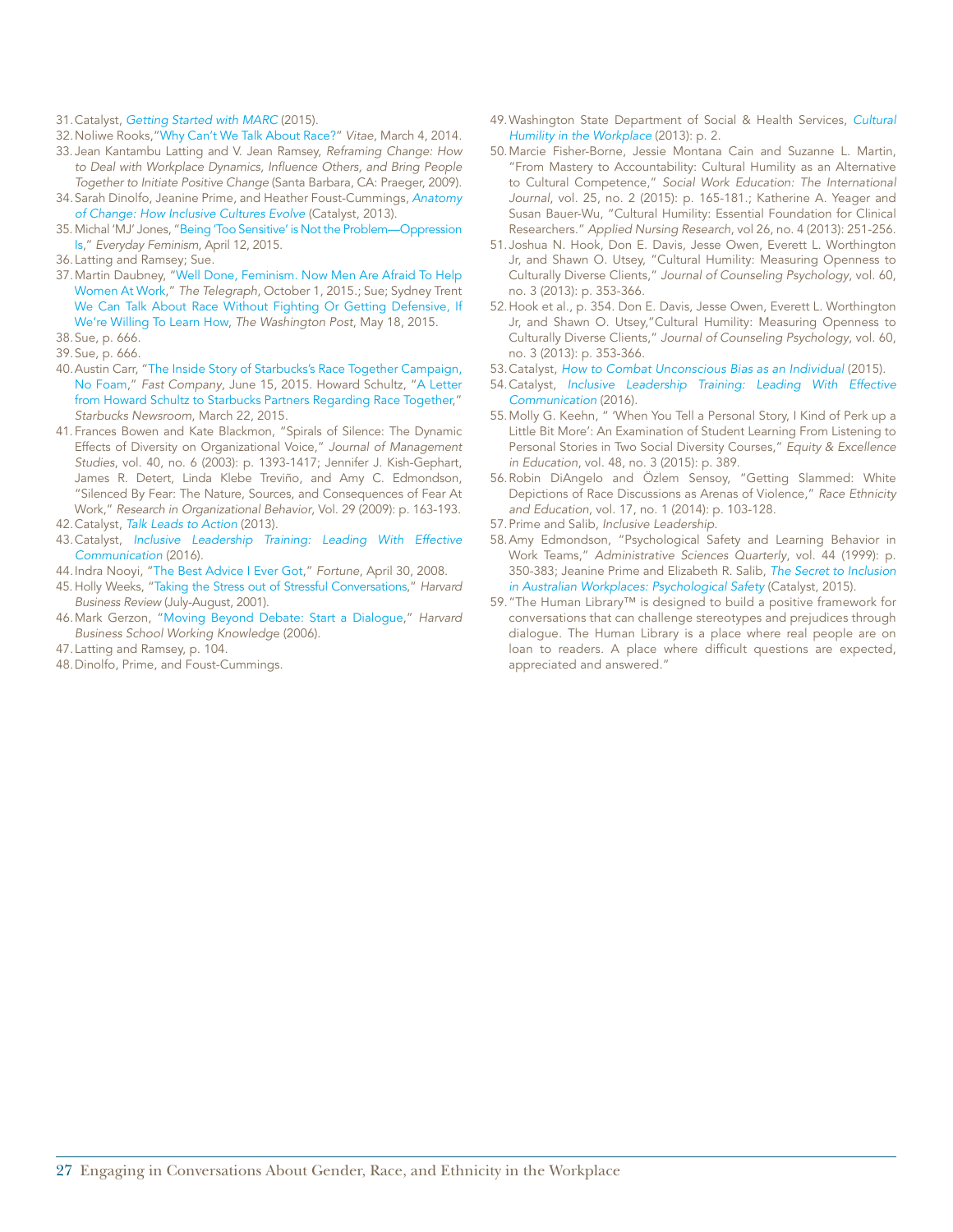31. Catalyst, *Getting Started with MARC* (2015).
32. Noliwe Rooks, "Why Can't We Talk About Race?" *Vitae*, March 4, 2014.
33. Jean Kantambu Latting and V. Jean Ramsey, *Reframing Change: How to Deal with Workplace Dynamics, Influence Others, and Bring People Together to Initiate Positive Change* (Santa Barbara, CA: Praeger, 2009).
34. Sarah Dinolfo, Jeanine Prime, and Heather Foust-Cummings, *Anatomy of Change: How Inclusive Cultures Evolve* (Catalyst, 2013).
35. Michal 'MJ' Jones, "Being 'Too Sensitive' is Not the Problem—Oppression Is," *Everyday Feminism*, April 12, 2015.
36. Latting and Ramsey; Sue.
37. Martin Daubney, "Well Done, Feminism. Now Men Are Afraid To Help Women At Work," *The Telegraph*, October 1, 2015.; Sue; Sydney Trent We Can Talk About Race Without Fighting Or Getting Defensive, If We're Willing To Learn How, *The Washington Post*, May 18, 2015.
38. Sue, p. 666.
39. Sue, p. 666.
40. Austin Carr, "The Inside Story of Starbucks's Race Together Campaign, No Foam," *Fast Company*, June 15, 2015. Howard Schultz, "A Letter from Howard Schultz to Starbucks Partners Regarding Race Together," *Starbucks Newsroom*, March 22, 2015.
41. Frances Bowen and Kate Blackmon, "Spirals of Silence: The Dynamic Effects of Diversity on Organizational Voice," *Journal of Management Studies*, vol. 40, no. 6 (2003): p. 1393-1417; Jennifer J. Kish-Gephart, James R. Detert, Linda Klebe Treviño, and Amy C. Edmondson, "Silenced By Fear: The Nature, Sources, and Consequences of Fear At Work," *Research in Organizational Behavior*, Vol. 29 (2009): p. 163-193.
42. Catalyst, *Talk Leads to Action* (2013).
43. Catalyst, *Inclusive Leadership Training: Leading With Effective Communication* (2016).
44. Indra Nooyi, "The Best Advice I Ever Got," *Fortune*, April 30, 2008.
45. Holly Weeks, "Taking the Stress out of Stressful Conversations," *Harvard Business Review* (July-August, 2001).
46. Mark Gerzon, "Moving Beyond Debate: Start a Dialogue," *Harvard Business School Working Knowledge* (2006).
47. Latting and Ramsey, p. 104.
48. Dinolfo, Prime, and Foust-Cummings.
49. Washington State Department of Social & Health Services, *Cultural Humility in the Workplace* (2013): p. 2.
50. Marcie Fisher-Borne, Jessie Montana Cain and Suzanne L. Martin, "From Mastery to Accountability: Cultural Humility as an Alternative to Cultural Competence," *Social Work Education: The International Journal*, vol. 25, no. 2 (2015): p. 165-181.; Katherine A. Yeager and Susan Bauer-Wu, "Cultural Humility: Essential Foundation for Clinical Researchers." *Applied Nursing Research*, vol 26, no. 4 (2013): 251-256.
51. Joshua N. Hook, Don E. Davis, Jesse Owen, Everett L. Worthington Jr, and Shawn O. Utsey, "Cultural Humility: Measuring Openness to Culturally Diverse Clients," *Journal of Counseling Psychology*, vol. 60, no. 3 (2013): p. 353-366.
52. Hook et al., p. 354. Don E. Davis, Jesse Owen, Everett L. Worthington Jr, and Shawn O. Utsey,"Cultural Humility: Measuring Openness to Culturally Diverse Clients," *Journal of Counseling Psychology*, vol. 60, no. 3 (2013): p. 353-366.
53. Catalyst, *How to Combat Unconscious Bias as an Individual* (2015).
54. Catalyst, *Inclusive Leadership Training: Leading With Effective Communication* (2016).
55. Molly G. Keehn, " 'When You Tell a Personal Story, I Kind of Perk up a Little Bit More': An Examination of Student Learning From Listening to Personal Stories in Two Social Diversity Courses," *Equity & Excellence in Education*, vol. 48, no. 3 (2015): p. 389.
56. Robin DiAngelo and Özlem Sensoy, "Getting Slammed: White Depictions of Race Discussions as Arenas of Violence," *Race Ethnicity and Education*, vol. 17, no. 1 (2014): p. 103-128.
57. Prime and Salib, *Inclusive Leadership.*
58. Amy Edmondson, "Psychological Safety and Learning Behavior in Work Teams," *Administrative Sciences Quarterly*, vol. 44 (1999): p. 350-383; Jeanine Prime and Elizabeth R. Salib, *The Secret to Inclusion in Australian Workplaces: Psychological Safety* (Catalyst, 2015).
59. "The Human Library™ is designed to build a positive framework for conversations that can challenge stereotypes and prejudices through dialogue. The Human Library is a place where real people are on loan to readers. A place where difficult questions are expected, appreciated and answered."